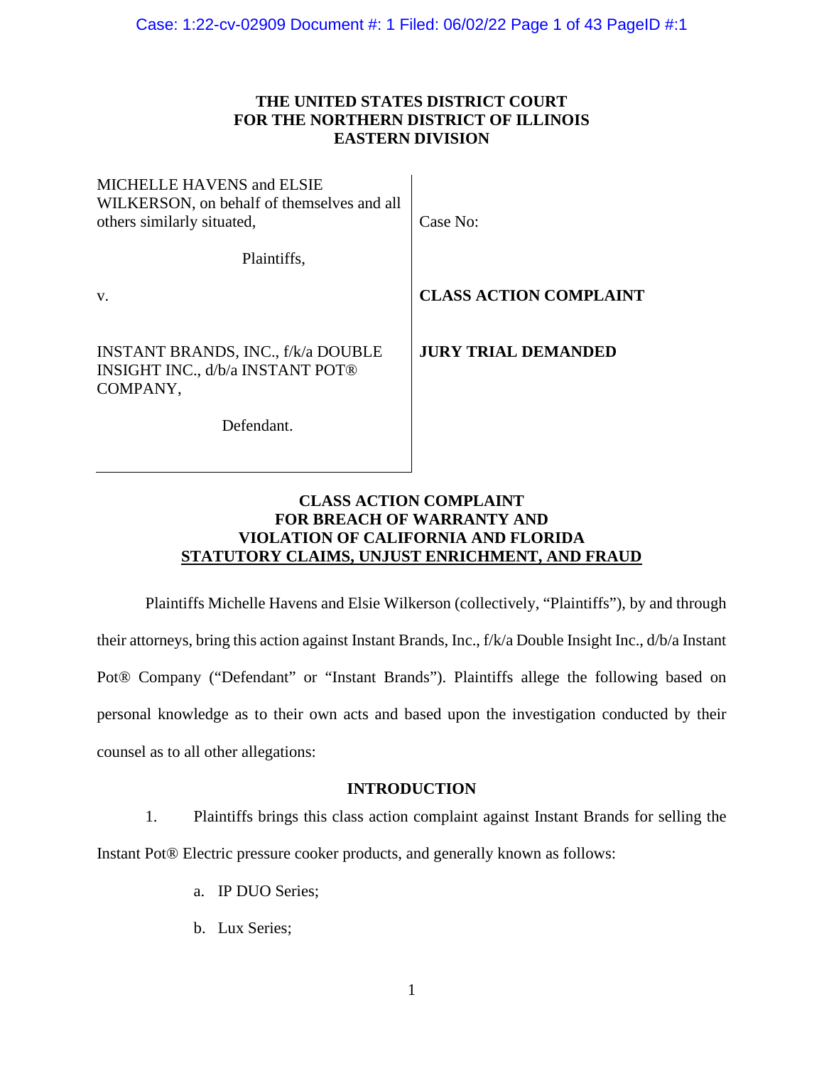# THE UNITED STATES DISTRICT COURT FOR THE NORTHERN DISTRICT OF ILLINOIS EASTERN DIVISION

| | |
|---|---|
| MICHELLE HAVENS and ELSIE WILKERSON, on behalf of themselves and all others similarly situated,<br><br>Plaintiffs,<br><br>v.<br><br>INSTANT BRANDS, INC., f/k/a DOUBLE INSIGHT INC., d/b/a INSTANT POT® COMPANY,<br><br>Defendant. | Case No:<br><br>**CLASS ACTION COMPLAINT**<br><br>**JURY TRIAL DEMANDED** |

## CLASS ACTION COMPLAINT FOR BREACH OF WARRANTY AND VIOLATION OF CALIFORNIA AND FLORIDA STATUTORY CLAIMS, UNJUST ENRICHMENT, AND FRAUD

Plaintiffs Michelle Havens and Elsie Wilkerson (collectively, "Plaintiffs"), by and through their attorneys, bring this action against Instant Brands, Inc., f/k/a Double Insight Inc., d/b/a Instant Pot® Company ("Defendant" or "Instant Brands"). Plaintiffs allege the following based on personal knowledge as to their own acts and based upon the investigation conducted by their counsel as to all other allegations:

## INTRODUCTION

1. Plaintiffs brings this class action complaint against Instant Brands for selling the Instant Pot® Electric pressure cooker products, and generally known as follows:

   a. IP DUO Series;

   b. Lux Series;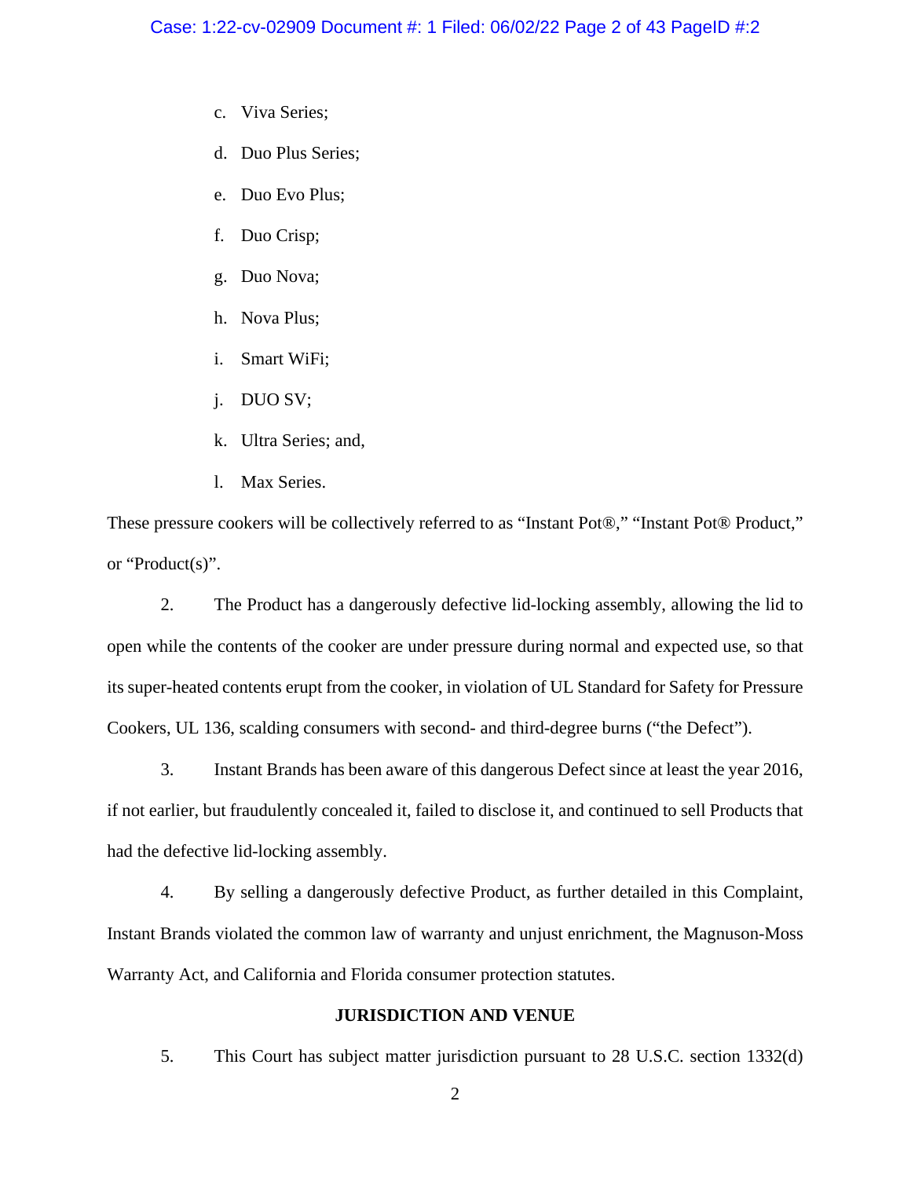c. Viva Series;

d. Duo Plus Series;

e. Duo Evo Plus;

f. Duo Crisp;

g. Duo Nova;

h. Nova Plus;

i. Smart WiFi;

j. DUO SV;

k. Ultra Series; and,

l. Max Series.

These pressure cookers will be collectively referred to as "Instant Pot®," "Instant Pot® Product," or "Product(s)".

2. The Product has a dangerously defective lid-locking assembly, allowing the lid to open while the contents of the cooker are under pressure during normal and expected use, so that its super-heated contents erupt from the cooker, in violation of UL Standard for Safety for Pressure Cookers, UL 136, scalding consumers with second- and third-degree burns ("the Defect").

3. Instant Brands has been aware of this dangerous Defect since at least the year 2016, if not earlier, but fraudulently concealed it, failed to disclose it, and continued to sell Products that had the defective lid-locking assembly.

4. By selling a dangerously defective Product, as further detailed in this Complaint, Instant Brands violated the common law of warranty and unjust enrichment, the Magnuson-Moss Warranty Act, and California and Florida consumer protection statutes.

## JURISDICTION AND VENUE

5. This Court has subject matter jurisdiction pursuant to 28 U.S.C. section 1332(d)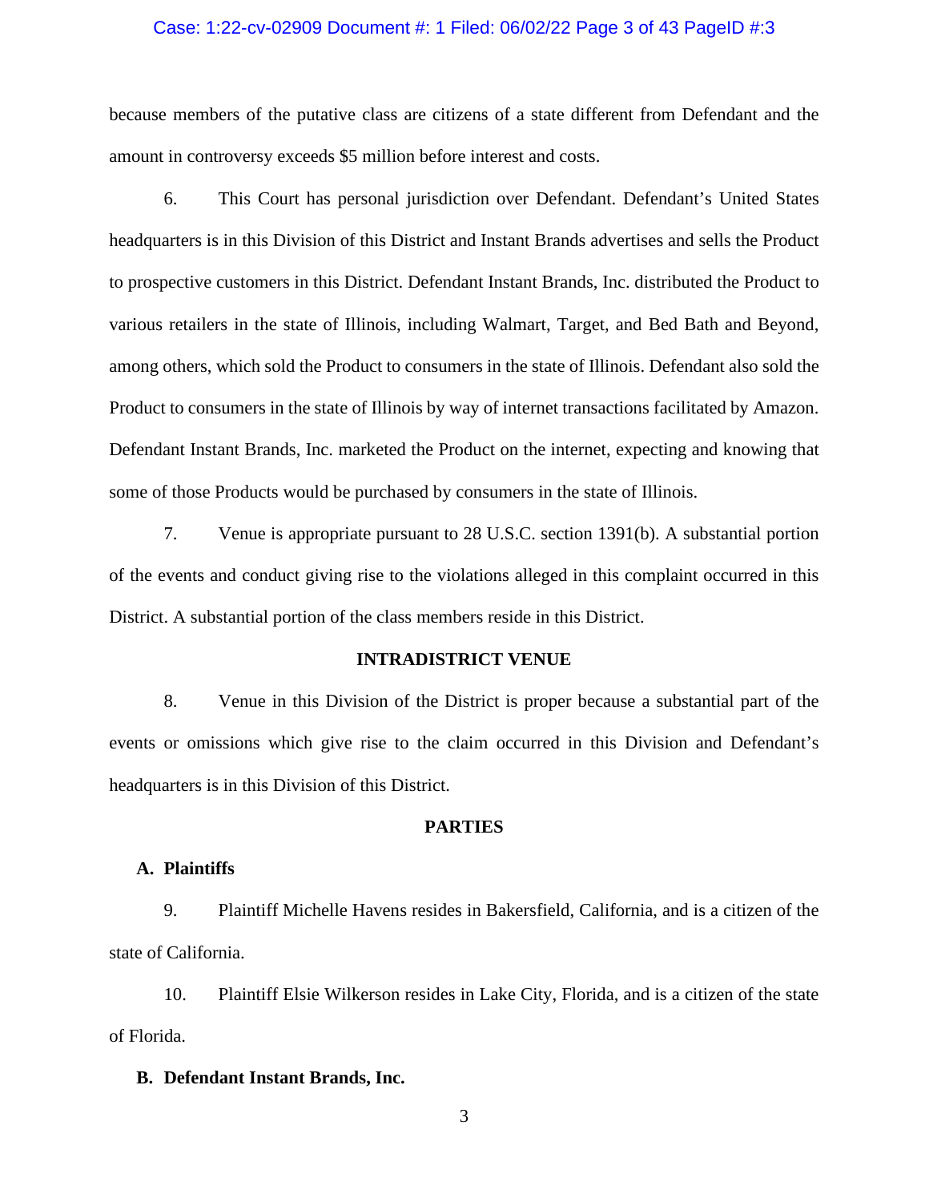because members of the putative class are citizens of a state different from Defendant and the amount in controversy exceeds $5 million before interest and costs.

6. This Court has personal jurisdiction over Defendant. Defendant's United States headquarters is in this Division of this District and Instant Brands advertises and sells the Product to prospective customers in this District. Defendant Instant Brands, Inc. distributed the Product to various retailers in the state of Illinois, including Walmart, Target, and Bed Bath and Beyond, among others, which sold the Product to consumers in the state of Illinois. Defendant also sold the Product to consumers in the state of Illinois by way of internet transactions facilitated by Amazon. Defendant Instant Brands, Inc. marketed the Product on the internet, expecting and knowing that some of those Products would be purchased by consumers in the state of Illinois.

7. Venue is appropriate pursuant to 28 U.S.C. section 1391(b). A substantial portion of the events and conduct giving rise to the violations alleged in this complaint occurred in this District. A substantial portion of the class members reside in this District.

## INTRADISTRICT VENUE

8. Venue in this Division of the District is proper because a substantial part of the events or omissions which give rise to the claim occurred in this Division and Defendant's headquarters is in this Division of this District.

## PARTIES

### A. Plaintiffs

9. Plaintiff Michelle Havens resides in Bakersfield, California, and is a citizen of the state of California.

10. Plaintiff Elsie Wilkerson resides in Lake City, Florida, and is a citizen of the state of Florida.

### B. Defendant Instant Brands, Inc.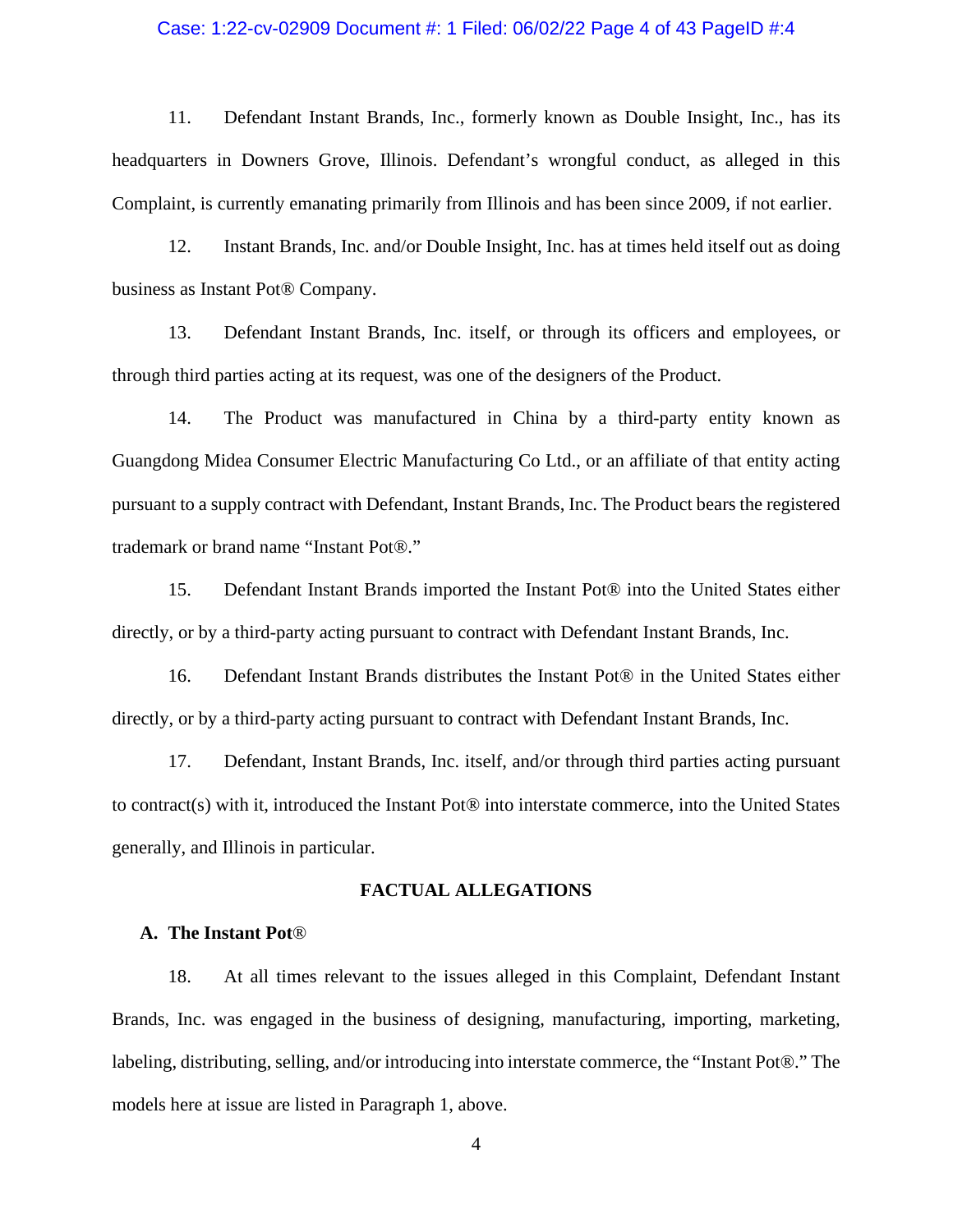11. Defendant Instant Brands, Inc., formerly known as Double Insight, Inc., has its headquarters in Downers Grove, Illinois. Defendant's wrongful conduct, as alleged in this Complaint, is currently emanating primarily from Illinois and has been since 2009, if not earlier.

12. Instant Brands, Inc. and/or Double Insight, Inc. has at times held itself out as doing business as Instant Pot® Company.

13. Defendant Instant Brands, Inc. itself, or through its officers and employees, or through third parties acting at its request, was one of the designers of the Product.

14. The Product was manufactured in China by a third-party entity known as Guangdong Midea Consumer Electric Manufacturing Co Ltd., or an affiliate of that entity acting pursuant to a supply contract with Defendant, Instant Brands, Inc. The Product bears the registered trademark or brand name "Instant Pot®."

15. Defendant Instant Brands imported the Instant Pot® into the United States either directly, or by a third-party acting pursuant to contract with Defendant Instant Brands, Inc.

16. Defendant Instant Brands distributes the Instant Pot® in the United States either directly, or by a third-party acting pursuant to contract with Defendant Instant Brands, Inc.

17. Defendant, Instant Brands, Inc. itself, and/or through third parties acting pursuant to contract(s) with it, introduced the Instant Pot® into interstate commerce, into the United States generally, and Illinois in particular.

## FACTUAL ALLEGATIONS

### A. The Instant Pot®

18. At all times relevant to the issues alleged in this Complaint, Defendant Instant Brands, Inc. was engaged in the business of designing, manufacturing, importing, marketing, labeling, distributing, selling, and/or introducing into interstate commerce, the "Instant Pot®." The models here at issue are listed in Paragraph 1, above.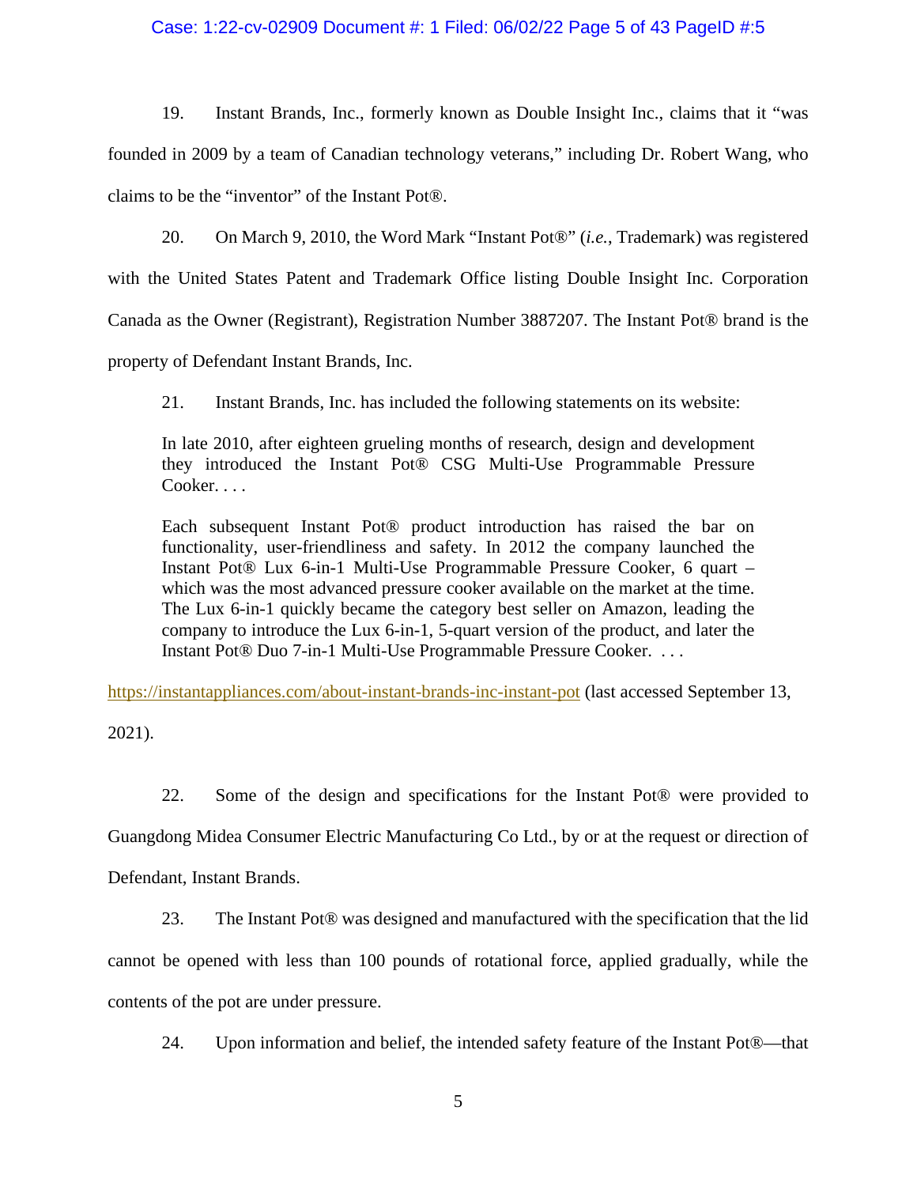19. Instant Brands, Inc., formerly known as Double Insight Inc., claims that it "was founded in 2009 by a team of Canadian technology veterans," including Dr. Robert Wang, who claims to be the "inventor" of the Instant Pot®.

20. On March 9, 2010, the Word Mark "Instant Pot®" (*i.e.*, Trademark) was registered with the United States Patent and Trademark Office listing Double Insight Inc. Corporation Canada as the Owner (Registrant), Registration Number 3887207. The Instant Pot® brand is the property of Defendant Instant Brands, Inc.

21. Instant Brands, Inc. has included the following statements on its website:

> In late 2010, after eighteen grueling months of research, design and development they introduced the Instant Pot® CSG Multi-Use Programmable Pressure Cooker. . . .
>
> Each subsequent Instant Pot® product introduction has raised the bar on functionality, user-friendliness and safety. In 2012 the company launched the Instant Pot® Lux 6-in-1 Multi-Use Programmable Pressure Cooker, 6 quart – which was the most advanced pressure cooker available on the market at the time. The Lux 6-in-1 quickly became the category best seller on Amazon, leading the company to introduce the Lux 6-in-1, 5-quart version of the product, and later the Instant Pot® Duo 7-in-1 Multi-Use Programmable Pressure Cooker. . . .

https://instantappliances.com/about-instant-brands-inc-instant-pot (last accessed September 13, 2021).

22. Some of the design and specifications for the Instant Pot® were provided to Guangdong Midea Consumer Electric Manufacturing Co Ltd., by or at the request or direction of Defendant, Instant Brands.

23. The Instant Pot® was designed and manufactured with the specification that the lid cannot be opened with less than 100 pounds of rotational force, applied gradually, while the contents of the pot are under pressure.

24. Upon information and belief, the intended safety feature of the Instant Pot®—that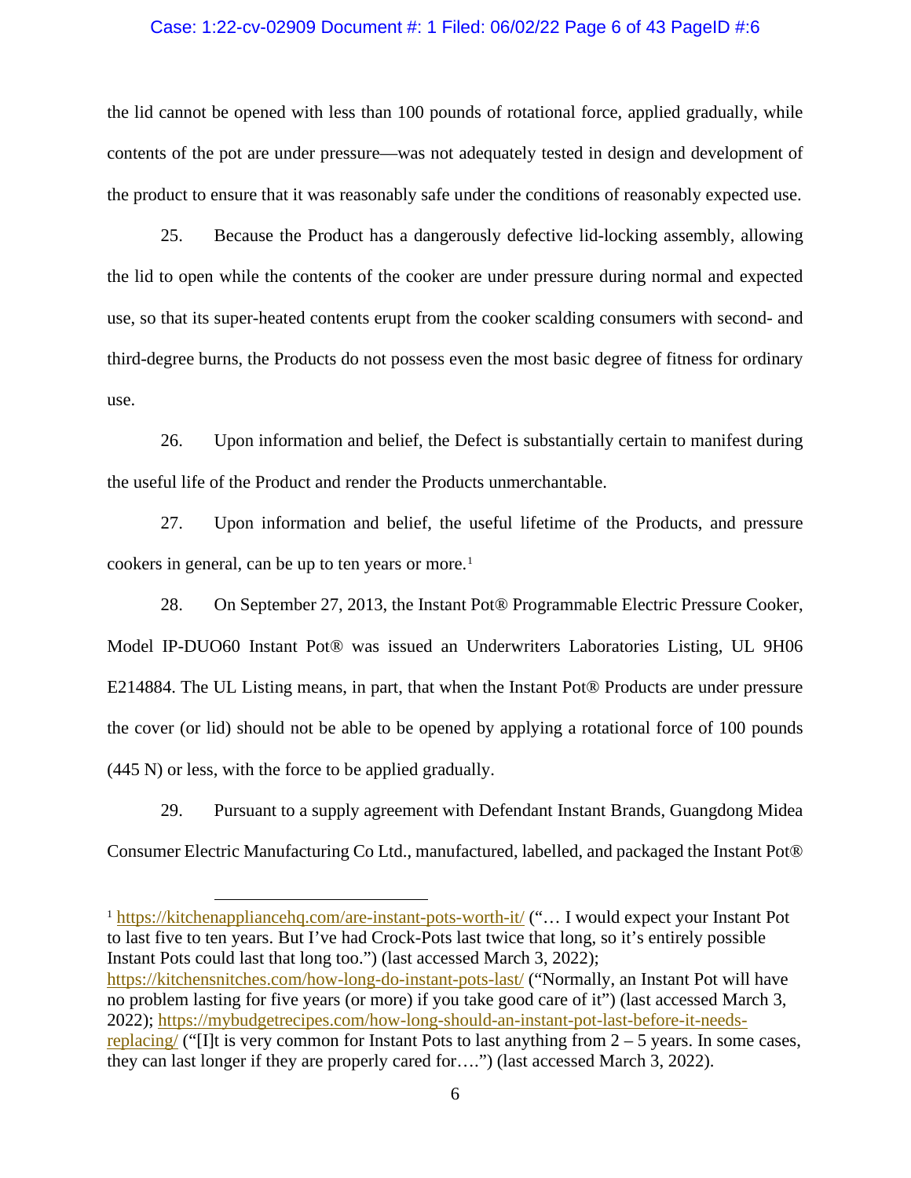the lid cannot be opened with less than 100 pounds of rotational force, applied gradually, while contents of the pot are under pressure—was not adequately tested in design and development of the product to ensure that it was reasonably safe under the conditions of reasonably expected use.

25. Because the Product has a dangerously defective lid-locking assembly, allowing the lid to open while the contents of the cooker are under pressure during normal and expected use, so that its super-heated contents erupt from the cooker scalding consumers with second- and third-degree burns, the Products do not possess even the most basic degree of fitness for ordinary use.

26. Upon information and belief, the Defect is substantially certain to manifest during the useful life of the Product and render the Products unmerchantable.

27. Upon information and belief, the useful lifetime of the Products, and pressure cookers in general, can be up to ten years or more.[1]

28. On September 27, 2013, the Instant Pot® Programmable Electric Pressure Cooker, Model IP-DUO60 Instant Pot® was issued an Underwriters Laboratories Listing, UL 9H06 E214884. The UL Listing means, in part, that when the Instant Pot® Products are under pressure the cover (or lid) should not be able to be opened by applying a rotational force of 100 pounds (445 N) or less, with the force to be applied gradually.

29. Pursuant to a supply agreement with Defendant Instant Brands, Guangdong Midea Consumer Electric Manufacturing Co Ltd., manufactured, labelled, and packaged the Instant Pot®

---

[1] https://kitchenappliancehq.com/are-instant-pots-worth-it/ ("… I would expect your Instant Pot to last five to ten years. But I've had Crock-Pots last twice that long, so it's entirely possible Instant Pots could last that long too.") (last accessed March 3, 2022); https://kitchensnitches.com/how-long-do-instant-pots-last/ ("Normally, an Instant Pot will have no problem lasting for five years (or more) if you take good care of it") (last accessed March 3, 2022); https://mybudgetrecipes.com/how-long-should-an-instant-pot-last-before-it-needs-replacing/ ("[I]t is very common for Instant Pots to last anything from 2 – 5 years. In some cases, they can last longer if they are properly cared for….") (last accessed March 3, 2022).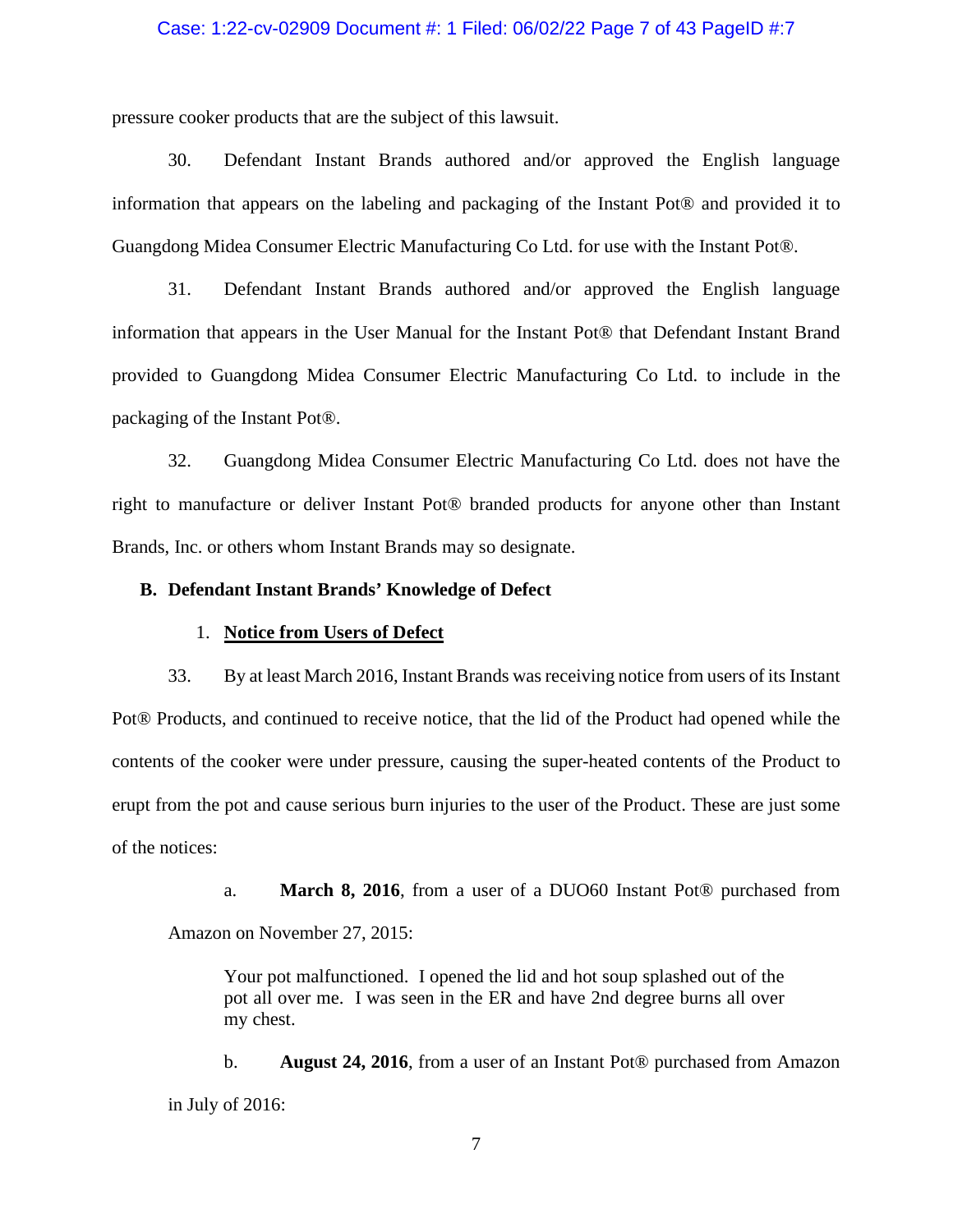pressure cooker products that are the subject of this lawsuit.

30. Defendant Instant Brands authored and/or approved the English language information that appears on the labeling and packaging of the Instant Pot® and provided it to Guangdong Midea Consumer Electric Manufacturing Co Ltd. for use with the Instant Pot®.

31. Defendant Instant Brands authored and/or approved the English language information that appears in the User Manual for the Instant Pot® that Defendant Instant Brand provided to Guangdong Midea Consumer Electric Manufacturing Co Ltd. to include in the packaging of the Instant Pot®.

32. Guangdong Midea Consumer Electric Manufacturing Co Ltd. does not have the right to manufacture or deliver Instant Pot® branded products for anyone other than Instant Brands, Inc. or others whom Instant Brands may so designate.

### B. Defendant Instant Brands' Knowledge of Defect

#### 1. <u>Notice from Users of Defect</u>

33. By at least March 2016, Instant Brands was receiving notice from users of its Instant Pot® Products, and continued to receive notice, that the lid of the Product had opened while the contents of the cooker were under pressure, causing the super-heated contents of the Product to erupt from the pot and cause serious burn injuries to the user of the Product. These are just some of the notices:

a. **March 8, 2016**, from a user of a DUO60 Instant Pot® purchased from Amazon on November 27, 2015:

> Your pot malfunctioned. I opened the lid and hot soup splashed out of the pot all over me. I was seen in the ER and have 2nd degree burns all over my chest.

b. **August 24, 2016**, from a user of an Instant Pot® purchased from Amazon in July of 2016: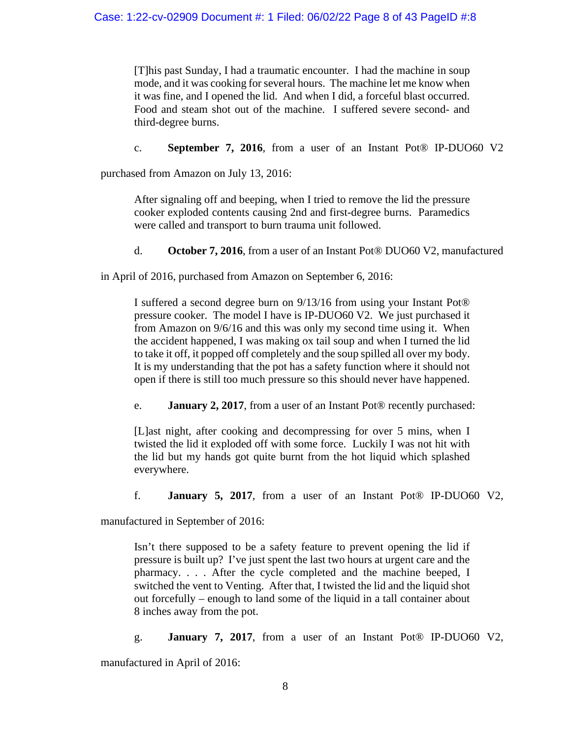> [T]his past Sunday, I had a traumatic encounter. I had the machine in soup mode, and it was cooking for several hours. The machine let me know when it was fine, and I opened the lid. And when I did, a forceful blast occurred. Food and steam shot out of the machine. I suffered severe second- and third-degree burns.

c. **September 7, 2016**, from a user of an Instant Pot® IP-DUO60 V2 purchased from Amazon on July 13, 2016:

> After signaling off and beeping, when I tried to remove the lid the pressure cooker exploded contents causing 2nd and first-degree burns. Paramedics were called and transport to burn trauma unit followed.

d. **October 7, 2016**, from a user of an Instant Pot® DUO60 V2, manufactured in April of 2016, purchased from Amazon on September 6, 2016:

> I suffered a second degree burn on 9/13/16 from using your Instant Pot® pressure cooker. The model I have is IP-DUO60 V2. We just purchased it from Amazon on 9/6/16 and this was only my second time using it. When the accident happened, I was making ox tail soup and when I turned the lid to take it off, it popped off completely and the soup spilled all over my body. It is my understanding that the pot has a safety function where it should not open if there is still too much pressure so this should never have happened.

e. **January 2, 2017**, from a user of an Instant Pot® recently purchased:

> [L]ast night, after cooking and decompressing for over 5 mins, when I twisted the lid it exploded off with some force. Luckily I was not hit with the lid but my hands got quite burnt from the hot liquid which splashed everywhere.

f. **January 5, 2017**, from a user of an Instant Pot® IP-DUO60 V2, manufactured in September of 2016:

> Isn't there supposed to be a safety feature to prevent opening the lid if pressure is built up? I've just spent the last two hours at urgent care and the pharmacy. . . . After the cycle completed and the machine beeped, I switched the vent to Venting. After that, I twisted the lid and the liquid shot out forcefully – enough to land some of the liquid in a tall container about 8 inches away from the pot.

g. **January 7, 2017**, from a user of an Instant Pot® IP-DUO60 V2, manufactured in April of 2016: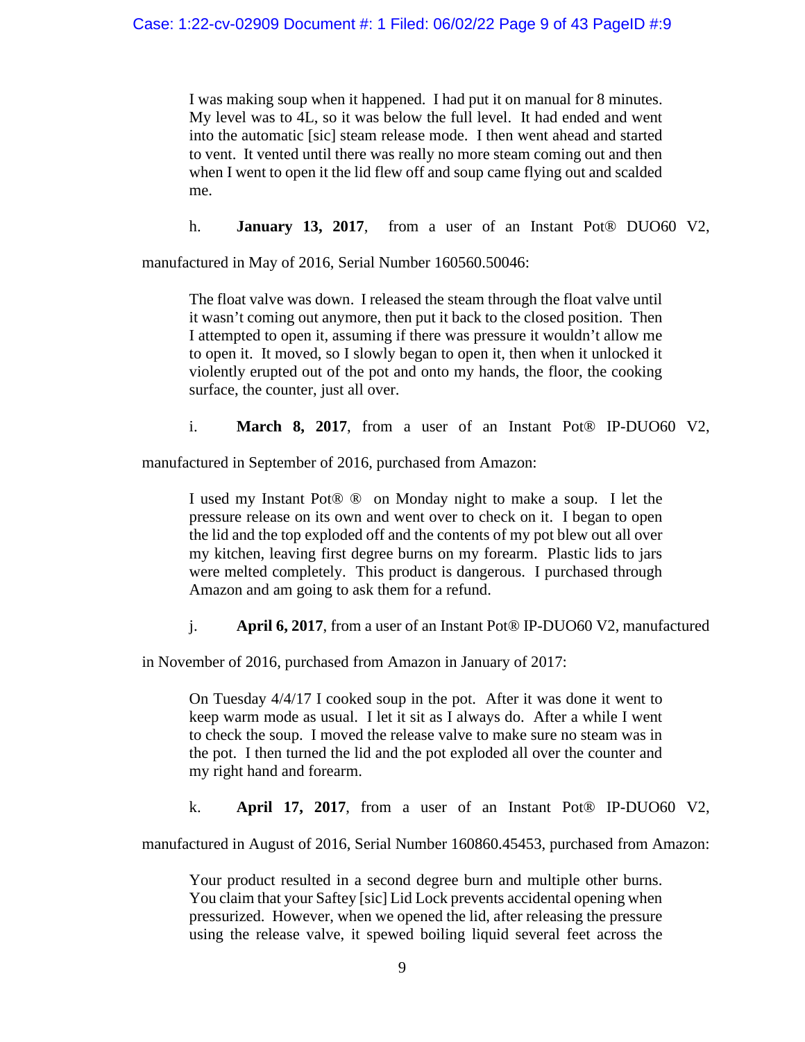> I was making soup when it happened. I had put it on manual for 8 minutes. My level was to 4L, so it was below the full level. It had ended and went into the automatic [sic] steam release mode. I then went ahead and started to vent. It vented until there was really no more steam coming out and then when I went to open it the lid flew off and soup came flying out and scalded me.

h. **January 13, 2017**, from a user of an Instant Pot® DUO60 V2, manufactured in May of 2016, Serial Number 160560.50046:

> The float valve was down. I released the steam through the float valve until it wasn't coming out anymore, then put it back to the closed position. Then I attempted to open it, assuming if there was pressure it wouldn't allow me to open it. It moved, so I slowly began to open it, then when it unlocked it violently erupted out of the pot and onto my hands, the floor, the cooking surface, the counter, just all over.

i. **March 8, 2017**, from a user of an Instant Pot® IP-DUO60 V2, manufactured in September of 2016, purchased from Amazon:

> I used my Instant Pot® ® on Monday night to make a soup. I let the pressure release on its own and went over to check on it. I began to open the lid and the top exploded off and the contents of my pot blew out all over my kitchen, leaving first degree burns on my forearm. Plastic lids to jars were melted completely. This product is dangerous. I purchased through Amazon and am going to ask them for a refund.

j. **April 6, 2017**, from a user of an Instant Pot® IP-DUO60 V2, manufactured in November of 2016, purchased from Amazon in January of 2017:

> On Tuesday 4/4/17 I cooked soup in the pot. After it was done it went to keep warm mode as usual. I let it sit as I always do. After a while I went to check the soup. I moved the release valve to make sure no steam was in the pot. I then turned the lid and the pot exploded all over the counter and my right hand and forearm.

k. **April 17, 2017**, from a user of an Instant Pot® IP-DUO60 V2, manufactured in August of 2016, Serial Number 160860.45453, purchased from Amazon:

> Your product resulted in a second degree burn and multiple other burns. You claim that your Saftey [sic] Lid Lock prevents accidental opening when pressurized. However, when we opened the lid, after releasing the pressure using the release valve, it spewed boiling liquid several feet across the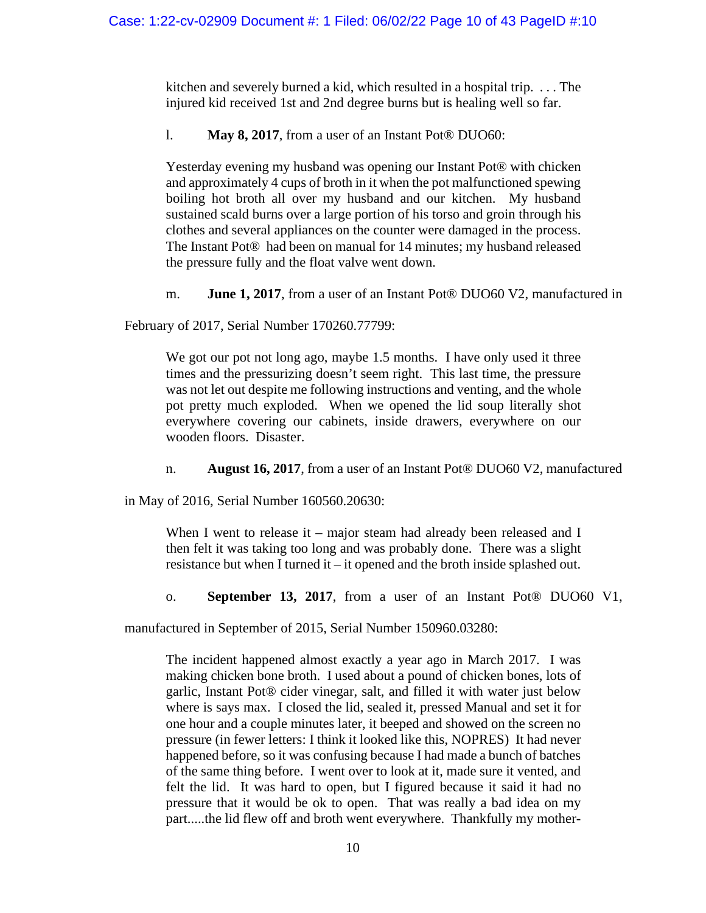kitchen and severely burned a kid, which resulted in a hospital trip. . . . The injured kid received 1st and 2nd degree burns but is healing well so far.

l. **May 8, 2017**, from a user of an Instant Pot® DUO60:

> Yesterday evening my husband was opening our Instant Pot® with chicken and approximately 4 cups of broth in it when the pot malfunctioned spewing boiling hot broth all over my husband and our kitchen. My husband sustained scald burns over a large portion of his torso and groin through his clothes and several appliances on the counter were damaged in the process. The Instant Pot® had been on manual for 14 minutes; my husband released the pressure fully and the float valve went down.

m. **June 1, 2017**, from a user of an Instant Pot® DUO60 V2, manufactured in February of 2017, Serial Number 170260.77799:

> We got our pot not long ago, maybe 1.5 months. I have only used it three times and the pressurizing doesn't seem right. This last time, the pressure was not let out despite me following instructions and venting, and the whole pot pretty much exploded. When we opened the lid soup literally shot everywhere covering our cabinets, inside drawers, everywhere on our wooden floors. Disaster.

n. **August 16, 2017**, from a user of an Instant Pot® DUO60 V2, manufactured in May of 2016, Serial Number 160560.20630:

> When I went to release it – major steam had already been released and I then felt it was taking too long and was probably done. There was a slight resistance but when I turned it – it opened and the broth inside splashed out.

o. **September 13, 2017**, from a user of an Instant Pot® DUO60 V1, manufactured in September of 2015, Serial Number 150960.03280:

> The incident happened almost exactly a year ago in March 2017. I was making chicken bone broth. I used about a pound of chicken bones, lots of garlic, Instant Pot® cider vinegar, salt, and filled it with water just below where is says max. I closed the lid, sealed it, pressed Manual and set it for one hour and a couple minutes later, it beeped and showed on the screen no pressure (in fewer letters: I think it looked like this, NOPRES) It had never happened before, so it was confusing because I had made a bunch of batches of the same thing before. I went over to look at it, made sure it vented, and felt the lid. It was hard to open, but I figured because it said it had no pressure that it would be ok to open. That was really a bad idea on my part.....the lid flew off and broth went everywhere. Thankfully my mother-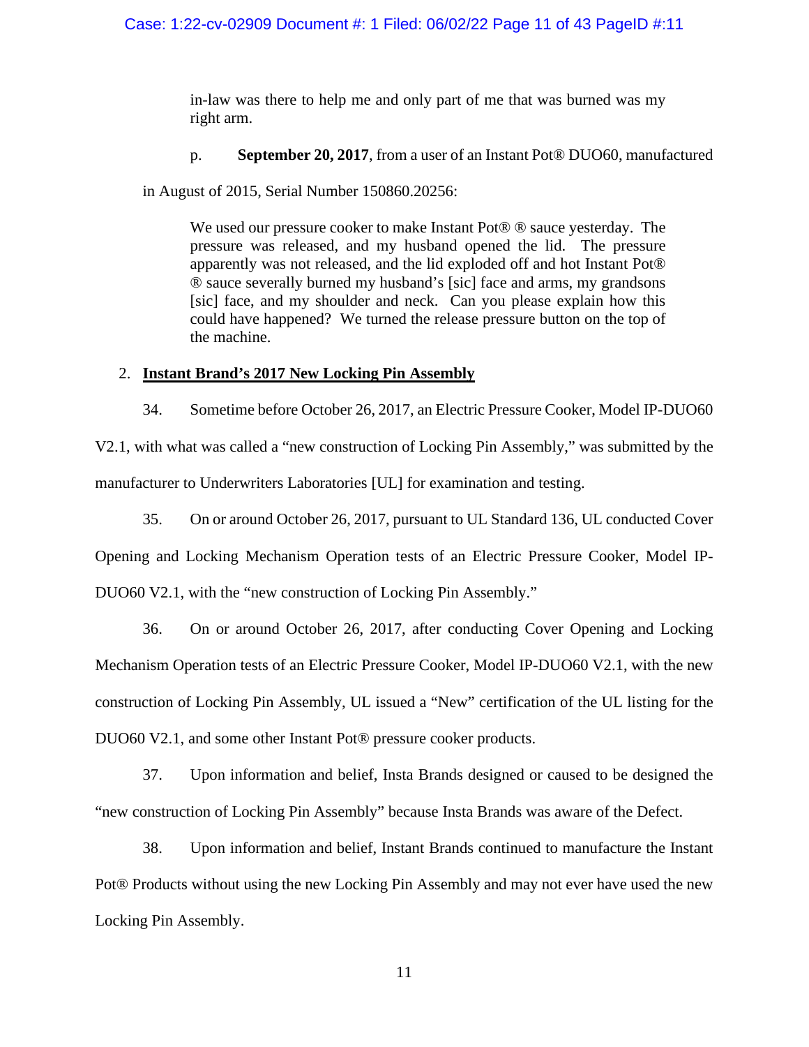in-law was there to help me and only part of me that was burned was my right arm.

p. **September 20, 2017**, from a user of an Instant Pot® DUO60, manufactured in August of 2015, Serial Number 150860.20256:

> We used our pressure cooker to make Instant Pot® ® sauce yesterday. The pressure was released, and my husband opened the lid. The pressure apparently was not released, and the lid exploded off and hot Instant Pot® ® sauce severally burned my husband's [sic] face and arms, my grandsons [sic] face, and my shoulder and neck. Can you please explain how this could have happened? We turned the release pressure button on the top of the machine.

2. **<u>Instant Brand's 2017 New Locking Pin Assembly</u>**

34. Sometime before October 26, 2017, an Electric Pressure Cooker, Model IP-DUO60 V2.1, with what was called a "new construction of Locking Pin Assembly," was submitted by the manufacturer to Underwriters Laboratories [UL] for examination and testing.

35. On or around October 26, 2017, pursuant to UL Standard 136, UL conducted Cover Opening and Locking Mechanism Operation tests of an Electric Pressure Cooker, Model IP-DUO60 V2.1, with the "new construction of Locking Pin Assembly."

36. On or around October 26, 2017, after conducting Cover Opening and Locking Mechanism Operation tests of an Electric Pressure Cooker, Model IP-DUO60 V2.1, with the new construction of Locking Pin Assembly, UL issued a "New" certification of the UL listing for the DUO60 V2.1, and some other Instant Pot® pressure cooker products.

37. Upon information and belief, Insta Brands designed or caused to be designed the "new construction of Locking Pin Assembly" because Insta Brands was aware of the Defect.

38. Upon information and belief, Instant Brands continued to manufacture the Instant Pot® Products without using the new Locking Pin Assembly and may not ever have used the new Locking Pin Assembly.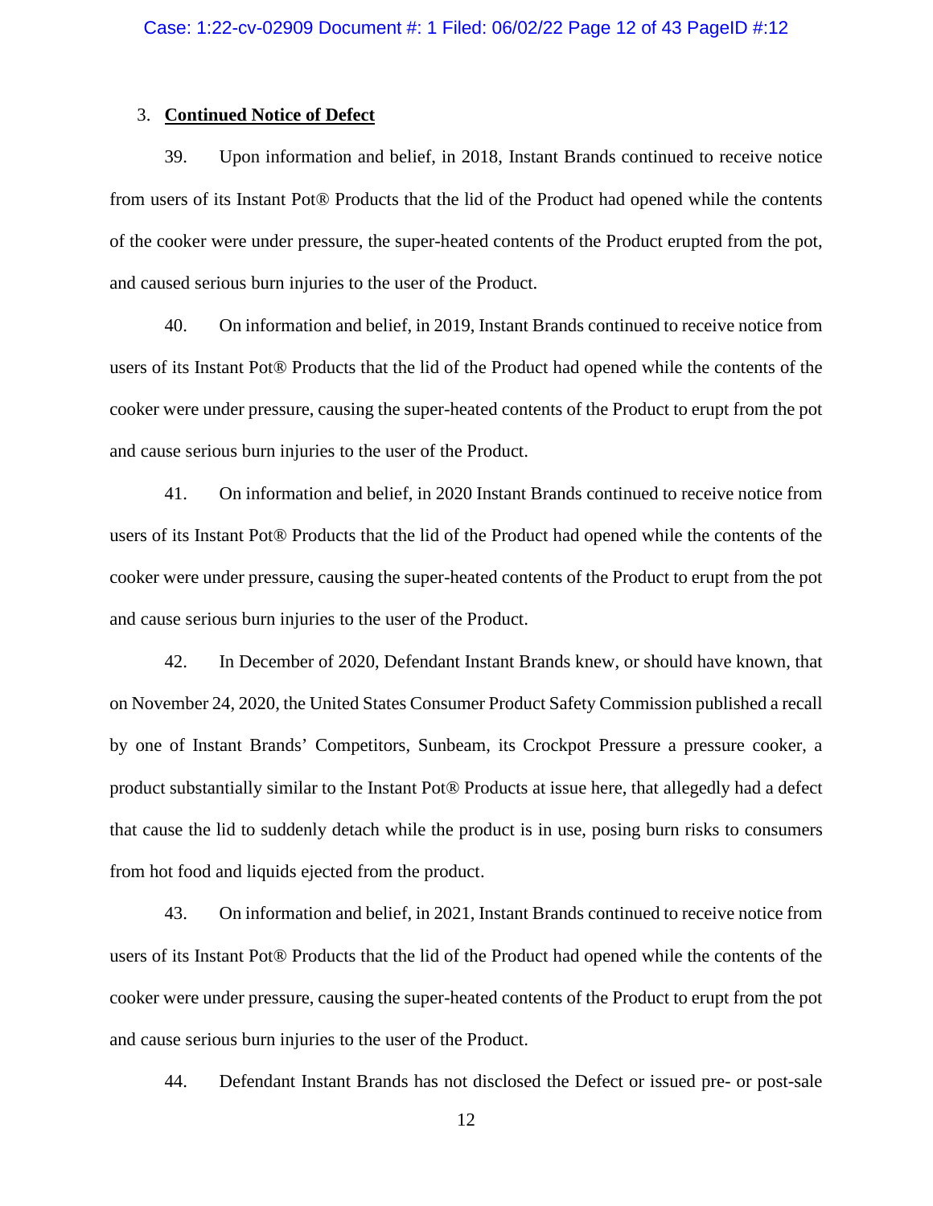### 3. **Continued Notice of Defect**

39. Upon information and belief, in 2018, Instant Brands continued to receive notice from users of its Instant Pot® Products that the lid of the Product had opened while the contents of the cooker were under pressure, the super-heated contents of the Product erupted from the pot, and caused serious burn injuries to the user of the Product.

40. On information and belief, in 2019, Instant Brands continued to receive notice from users of its Instant Pot® Products that the lid of the Product had opened while the contents of the cooker were under pressure, causing the super-heated contents of the Product to erupt from the pot and cause serious burn injuries to the user of the Product.

41. On information and belief, in 2020 Instant Brands continued to receive notice from users of its Instant Pot® Products that the lid of the Product had opened while the contents of the cooker were under pressure, causing the super-heated contents of the Product to erupt from the pot and cause serious burn injuries to the user of the Product.

42. In December of 2020, Defendant Instant Brands knew, or should have known, that on November 24, 2020, the United States Consumer Product Safety Commission published a recall by one of Instant Brands' Competitors, Sunbeam, its Crockpot Pressure a pressure cooker, a product substantially similar to the Instant Pot® Products at issue here, that allegedly had a defect that cause the lid to suddenly detach while the product is in use, posing burn risks to consumers from hot food and liquids ejected from the product.

43. On information and belief, in 2021, Instant Brands continued to receive notice from users of its Instant Pot® Products that the lid of the Product had opened while the contents of the cooker were under pressure, causing the super-heated contents of the Product to erupt from the pot and cause serious burn injuries to the user of the Product.

44. Defendant Instant Brands has not disclosed the Defect or issued pre- or post-sale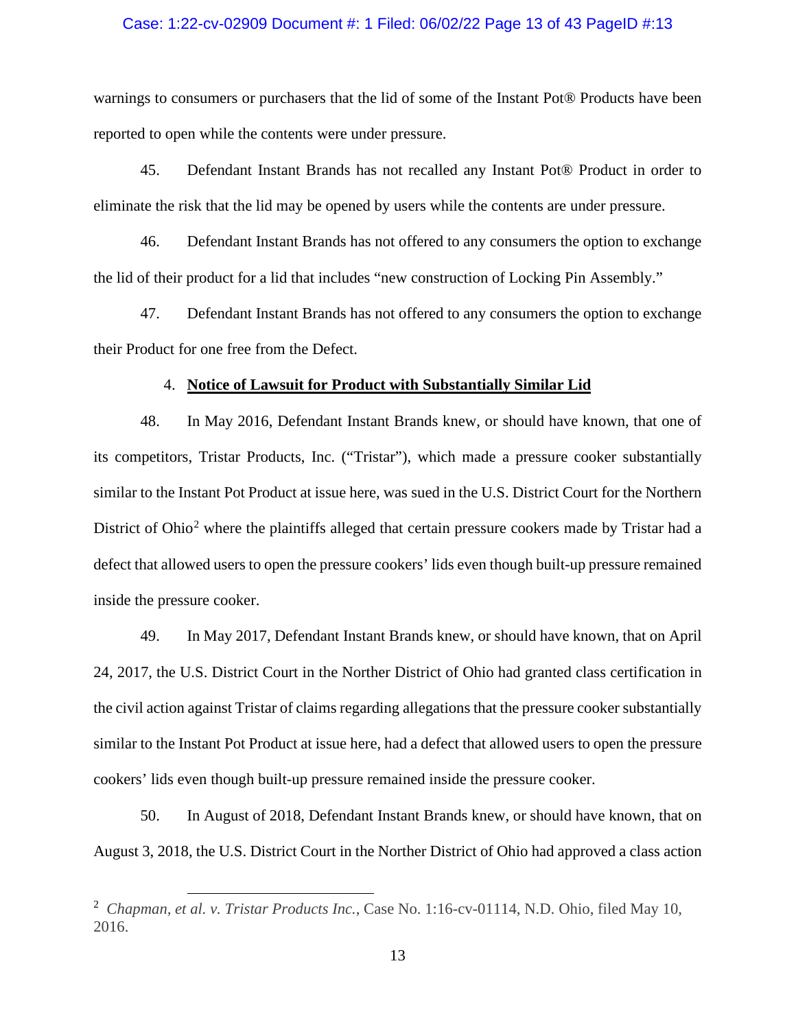warnings to consumers or purchasers that the lid of some of the Instant Pot® Products have been reported to open while the contents were under pressure.

45. Defendant Instant Brands has not recalled any Instant Pot® Product in order to eliminate the risk that the lid may be opened by users while the contents are under pressure.

46. Defendant Instant Brands has not offered to any consumers the option to exchange the lid of their product for a lid that includes "new construction of Locking Pin Assembly."

47. Defendant Instant Brands has not offered to any consumers the option to exchange their Product for one free from the Defect.

4. **Notice of Lawsuit for Product with Substantially Similar Lid**

48. In May 2016, Defendant Instant Brands knew, or should have known, that one of its competitors, Tristar Products, Inc. ("Tristar"), which made a pressure cooker substantially similar to the Instant Pot Product at issue here, was sued in the U.S. District Court for the Northern District of Ohio[2] where the plaintiffs alleged that certain pressure cookers made by Tristar had a defect that allowed users to open the pressure cookers' lids even though built-up pressure remained inside the pressure cooker.

49. In May 2017, Defendant Instant Brands knew, or should have known, that on April 24, 2017, the U.S. District Court in the Norther District of Ohio had granted class certification in the civil action against Tristar of claims regarding allegations that the pressure cooker substantially similar to the Instant Pot Product at issue here, had a defect that allowed users to open the pressure cookers' lids even though built-up pressure remained inside the pressure cooker.

50. In August of 2018, Defendant Instant Brands knew, or should have known, that on August 3, 2018, the U.S. District Court in the Norther District of Ohio had approved a class action

[2] *Chapman, et al. v. Tristar Products Inc.*, Case No. 1:16-cv-01114, N.D. Ohio, filed May 10, 2016.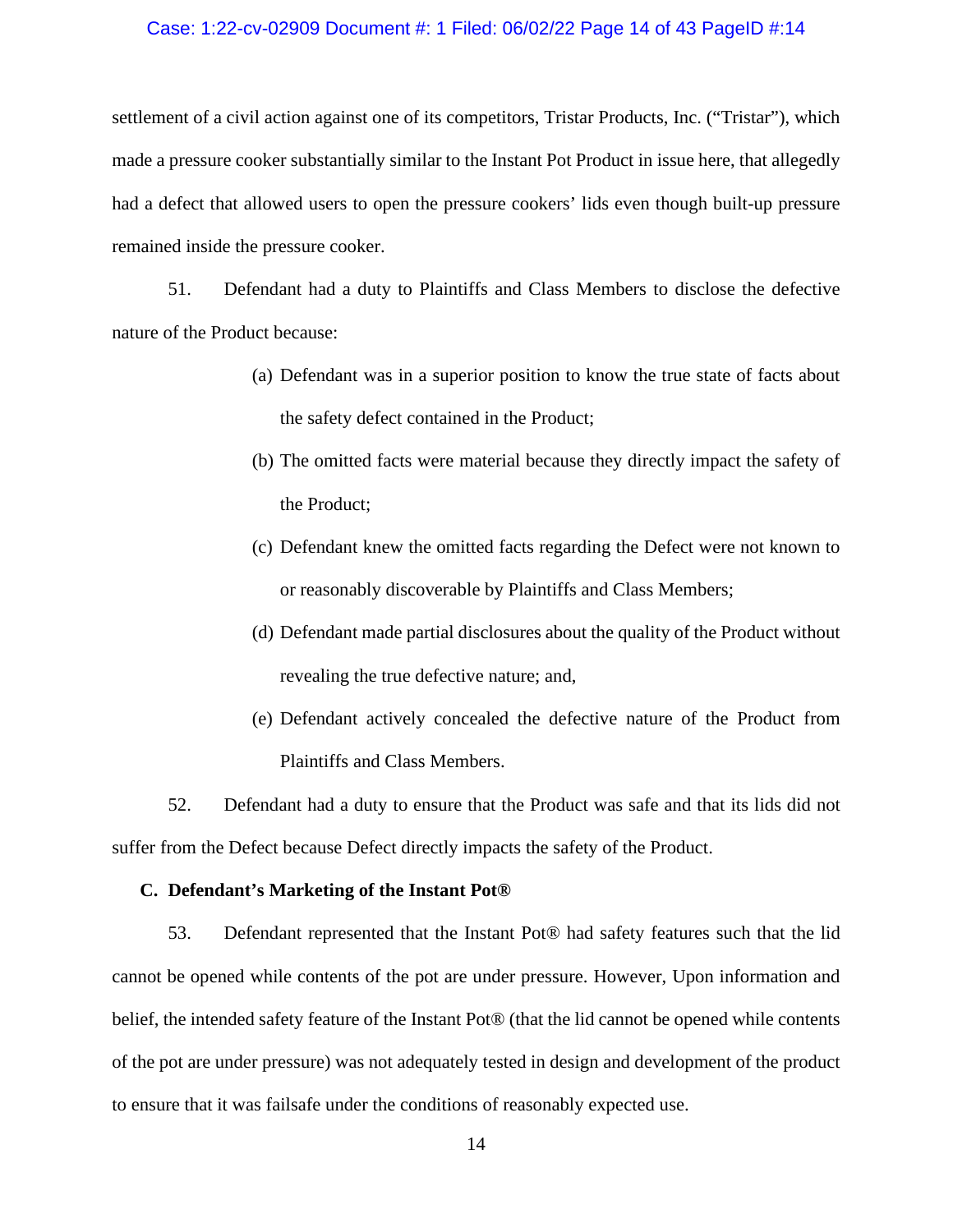settlement of a civil action against one of its competitors, Tristar Products, Inc. ("Tristar"), which made a pressure cooker substantially similar to the Instant Pot Product in issue here, that allegedly had a defect that allowed users to open the pressure cookers' lids even though built-up pressure remained inside the pressure cooker.

51. Defendant had a duty to Plaintiffs and Class Members to disclose the defective nature of the Product because:

(a) Defendant was in a superior position to know the true state of facts about the safety defect contained in the Product;

(b) The omitted facts were material because they directly impact the safety of the Product;

(c) Defendant knew the omitted facts regarding the Defect were not known to or reasonably discoverable by Plaintiffs and Class Members;

(d) Defendant made partial disclosures about the quality of the Product without revealing the true defective nature; and,

(e) Defendant actively concealed the defective nature of the Product from Plaintiffs and Class Members.

52. Defendant had a duty to ensure that the Product was safe and that its lids did not suffer from the Defect because Defect directly impacts the safety of the Product.

**C. Defendant's Marketing of the Instant Pot®**

53. Defendant represented that the Instant Pot® had safety features such that the lid cannot be opened while contents of the pot are under pressure. However, Upon information and belief, the intended safety feature of the Instant Pot® (that the lid cannot be opened while contents of the pot are under pressure) was not adequately tested in design and development of the product to ensure that it was failsafe under the conditions of reasonably expected use.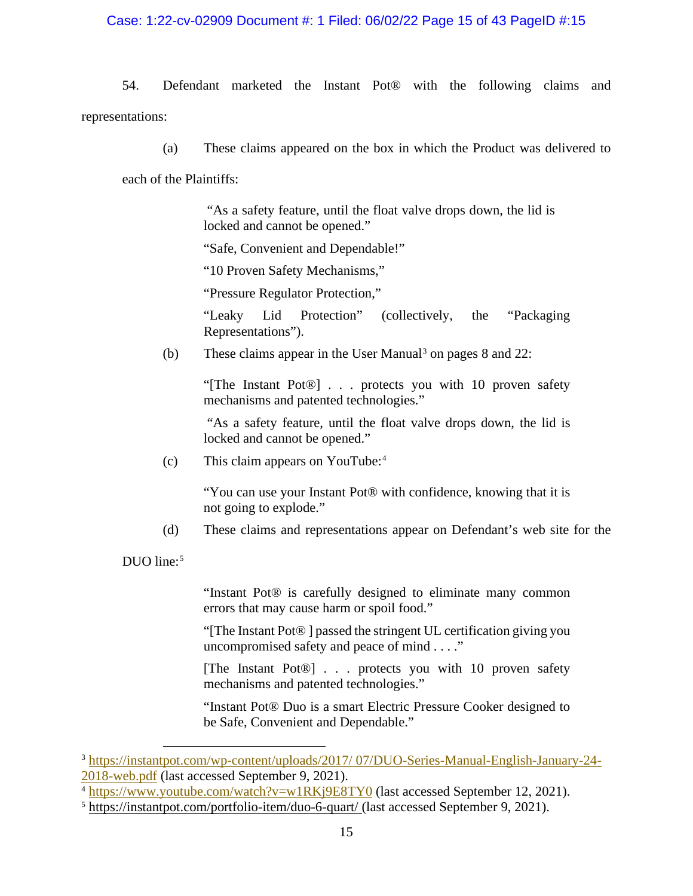54. Defendant marketed the Instant Pot® with the following claims and representations:

(a) These claims appeared on the box in which the Product was delivered to each of the Plaintiffs:

> "As a safety feature, until the float valve drops down, the lid is locked and cannot be opened."
>
> "Safe, Convenient and Dependable!"
>
> "10 Proven Safety Mechanisms,"
>
> "Pressure Regulator Protection,"
>
> "Leaky Lid Protection" (collectively, the "Packaging Representations").

(b) These claims appear in the User Manual[3] on pages 8 and 22:

> "[The Instant Pot®] . . . protects you with 10 proven safety mechanisms and patented technologies."
>
> "As a safety feature, until the float valve drops down, the lid is locked and cannot be opened."

(c) This claim appears on YouTube:[4]

> "You can use your Instant Pot® with confidence, knowing that it is not going to explode."

(d) These claims and representations appear on Defendant's web site for the DUO line:[5]

> "Instant Pot® is carefully designed to eliminate many common errors that may cause harm or spoil food."
>
> "[The Instant Pot® ] passed the stringent UL certification giving you uncompromised safety and peace of mind . . . ."
>
> [The Instant Pot®] . . . protects you with 10 proven safety mechanisms and patented technologies."
>
> "Instant Pot® Duo is a smart Electric Pressure Cooker designed to be Safe, Convenient and Dependable."

---

[3] https://instantpot.com/wp-content/uploads/2017/ 07/DUO-Series-Manual-English-January-24-2018-web.pdf (last accessed September 9, 2021).

[4] https://www.youtube.com/watch?v=w1RKj9E8TY0 (last accessed September 12, 2021).

[5] https://instantpot.com/portfolio-item/duo-6-quart/ (last accessed September 9, 2021).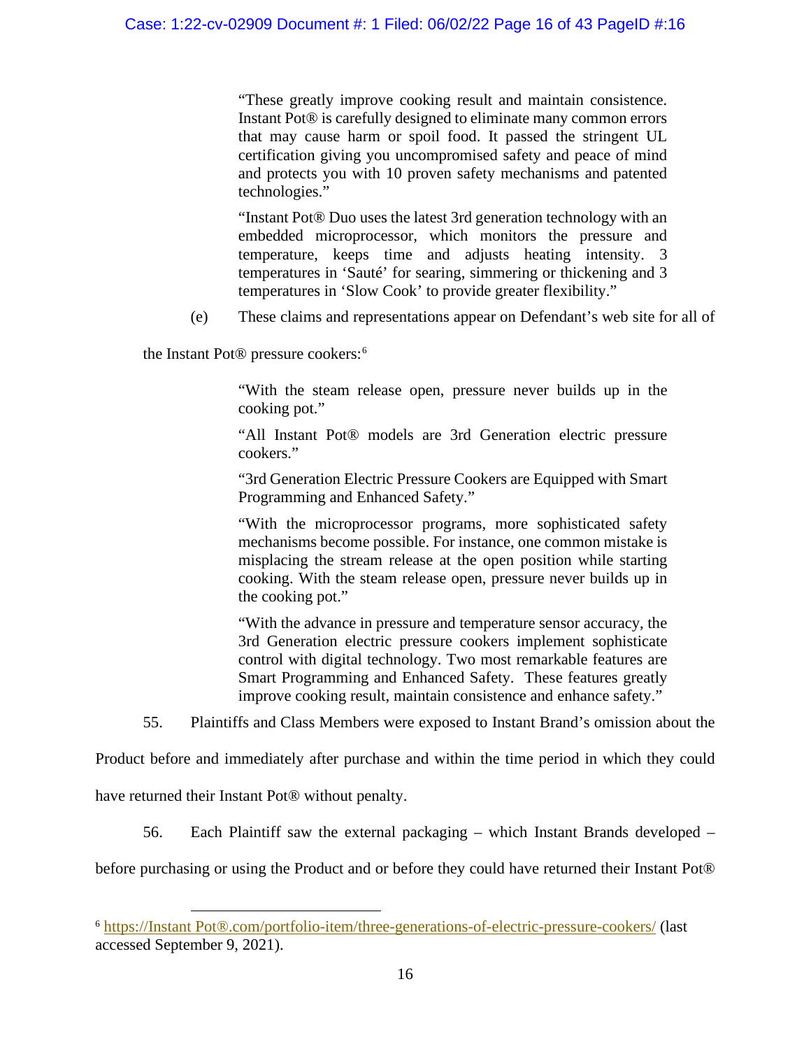> "These greatly improve cooking result and maintain consistence. Instant Pot® is carefully designed to eliminate many common errors that may cause harm or spoil food. It passed the stringent UL certification giving you uncompromised safety and peace of mind and protects you with 10 proven safety mechanisms and patented technologies."
>
> "Instant Pot® Duo uses the latest 3rd generation technology with an embedded microprocessor, which monitors the pressure and temperature, keeps time and adjusts heating intensity. 3 temperatures in 'Sauté' for searing, simmering or thickening and 3 temperatures in 'Slow Cook' to provide greater flexibility."

(e) These claims and representations appear on Defendant's web site for all of the Instant Pot® pressure cookers:[6]

> "With the steam release open, pressure never builds up in the cooking pot."
>
> "All Instant Pot® models are 3rd Generation electric pressure cookers."
>
> "3rd Generation Electric Pressure Cookers are Equipped with Smart Programming and Enhanced Safety."
>
> "With the microprocessor programs, more sophisticated safety mechanisms become possible. For instance, one common mistake is misplacing the stream release at the open position while starting cooking. With the steam release open, pressure never builds up in the cooking pot."
>
> "With the advance in pressure and temperature sensor accuracy, the 3rd Generation electric pressure cookers implement sophisticate control with digital technology. Two most remarkable features are Smart Programming and Enhanced Safety. These features greatly improve cooking result, maintain consistence and enhance safety."

55. Plaintiffs and Class Members were exposed to Instant Brand's omission about the Product before and immediately after purchase and within the time period in which they could have returned their Instant Pot® without penalty.

56. Each Plaintiff saw the external packaging – which Instant Brands developed – before purchasing or using the Product and or before they could have returned their Instant Pot®

---

[6] https://Instant Pot®.com/portfolio-item/three-generations-of-electric-pressure-cookers/ (last accessed September 9, 2021).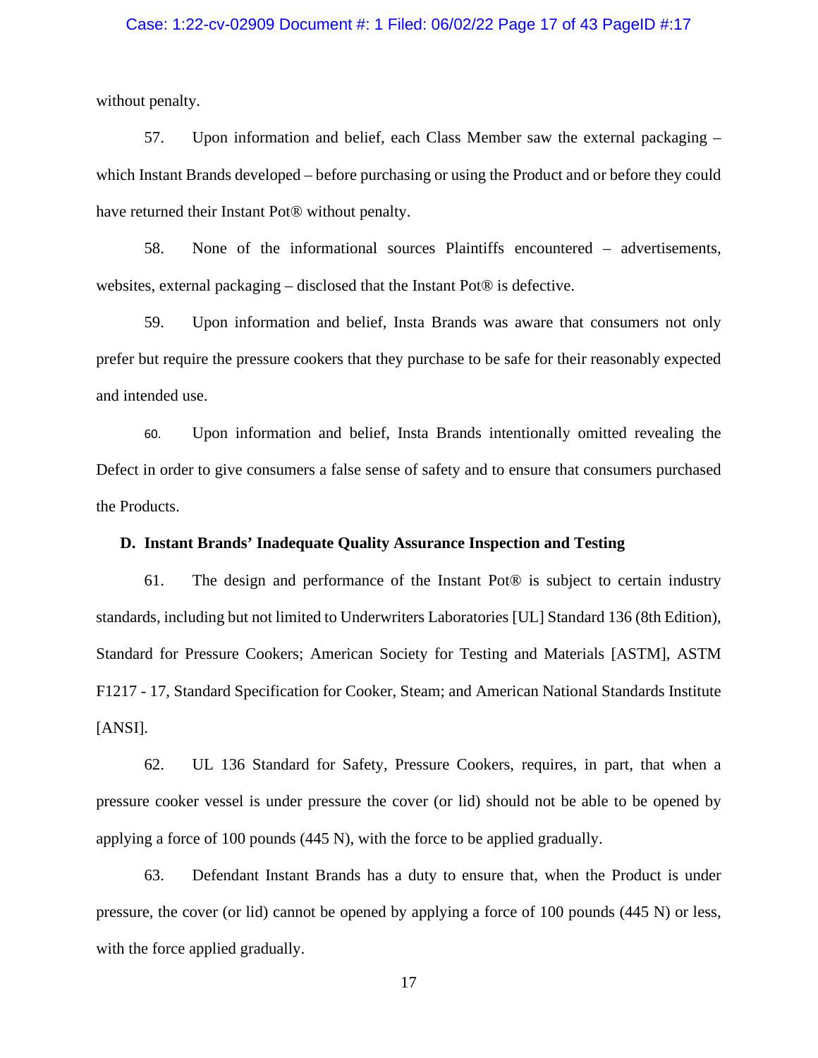without penalty.

57. Upon information and belief, each Class Member saw the external packaging – which Instant Brands developed – before purchasing or using the Product and or before they could have returned their Instant Pot® without penalty.

58. None of the informational sources Plaintiffs encountered – advertisements, websites, external packaging – disclosed that the Instant Pot® is defective.

59. Upon information and belief, Insta Brands was aware that consumers not only prefer but require the pressure cookers that they purchase to be safe for their reasonably expected and intended use.

60. Upon information and belief, Insta Brands intentionally omitted revealing the Defect in order to give consumers a false sense of safety and to ensure that consumers purchased the Products.

### D. Instant Brands' Inadequate Quality Assurance Inspection and Testing

61. The design and performance of the Instant Pot® is subject to certain industry standards, including but not limited to Underwriters Laboratories [UL] Standard 136 (8th Edition), Standard for Pressure Cookers; American Society for Testing and Materials [ASTM], ASTM F1217 - 17, Standard Specification for Cooker, Steam; and American National Standards Institute [ANSI].

62. UL 136 Standard for Safety, Pressure Cookers, requires, in part, that when a pressure cooker vessel is under pressure the cover (or lid) should not be able to be opened by applying a force of 100 pounds (445 N), with the force to be applied gradually.

63. Defendant Instant Brands has a duty to ensure that, when the Product is under pressure, the cover (or lid) cannot be opened by applying a force of 100 pounds (445 N) or less, with the force applied gradually.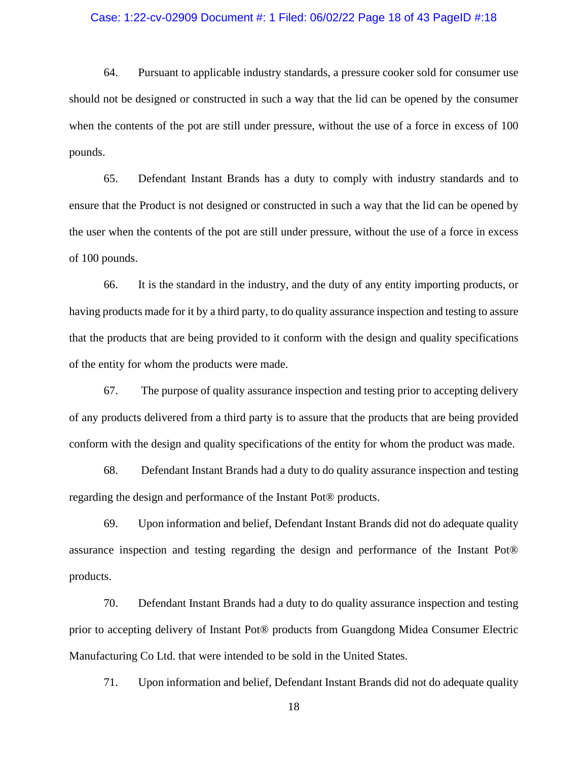64. Pursuant to applicable industry standards, a pressure cooker sold for consumer use should not be designed or constructed in such a way that the lid can be opened by the consumer when the contents of the pot are still under pressure, without the use of a force in excess of 100 pounds.

65. Defendant Instant Brands has a duty to comply with industry standards and to ensure that the Product is not designed or constructed in such a way that the lid can be opened by the user when the contents of the pot are still under pressure, without the use of a force in excess of 100 pounds.

66. It is the standard in the industry, and the duty of any entity importing products, or having products made for it by a third party, to do quality assurance inspection and testing to assure that the products that are being provided to it conform with the design and quality specifications of the entity for whom the products were made.

67. The purpose of quality assurance inspection and testing prior to accepting delivery of any products delivered from a third party is to assure that the products that are being provided conform with the design and quality specifications of the entity for whom the product was made.

68. Defendant Instant Brands had a duty to do quality assurance inspection and testing regarding the design and performance of the Instant Pot® products.

69. Upon information and belief, Defendant Instant Brands did not do adequate quality assurance inspection and testing regarding the design and performance of the Instant Pot® products.

70. Defendant Instant Brands had a duty to do quality assurance inspection and testing prior to accepting delivery of Instant Pot® products from Guangdong Midea Consumer Electric Manufacturing Co Ltd. that were intended to be sold in the United States.

71. Upon information and belief, Defendant Instant Brands did not do adequate quality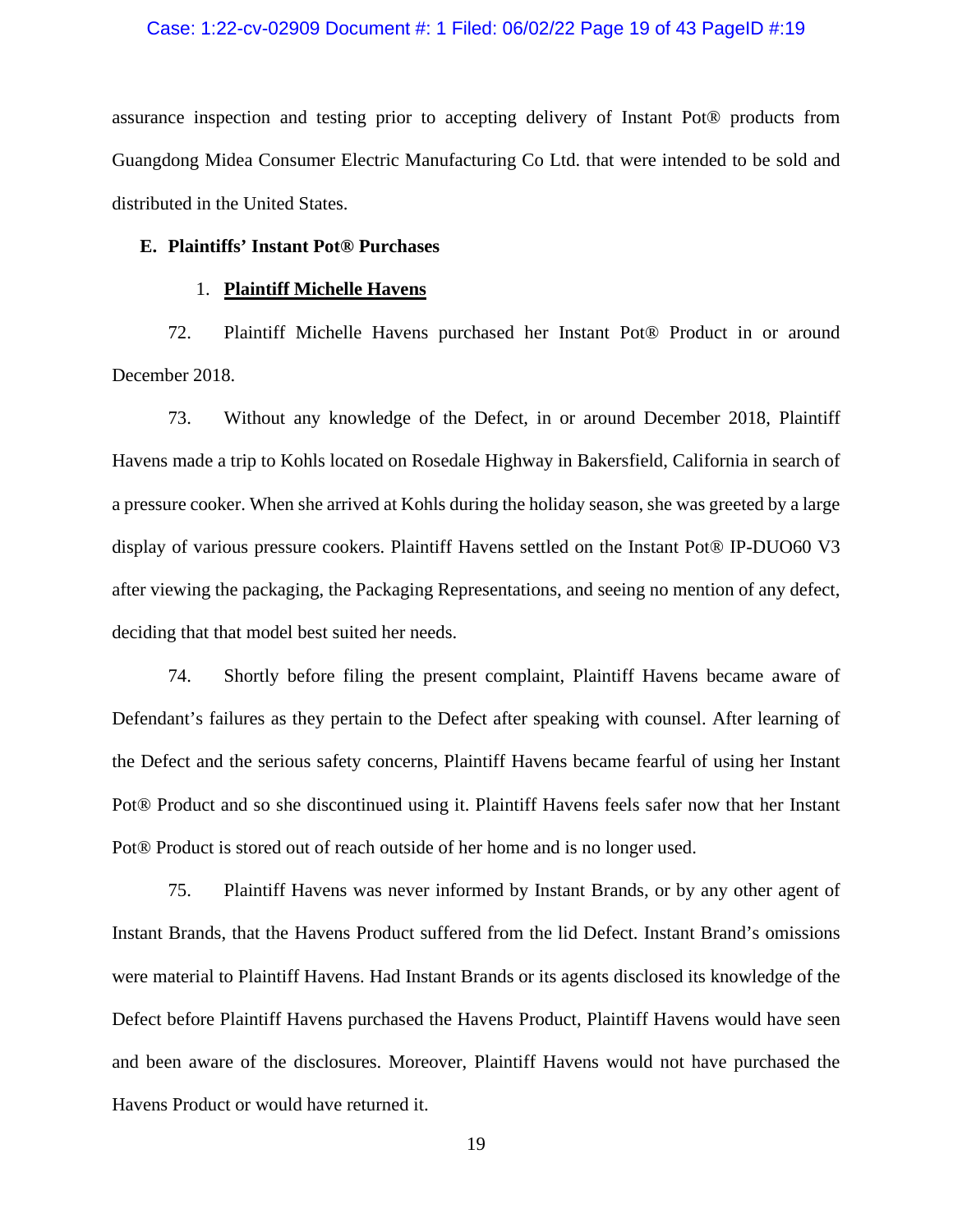assurance inspection and testing prior to accepting delivery of Instant Pot® products from Guangdong Midea Consumer Electric Manufacturing Co Ltd. that were intended to be sold and distributed in the United States.

### E. Plaintiffs' Instant Pot® Purchases

#### 1. <u>**Plaintiff Michelle Havens**</u>

72. Plaintiff Michelle Havens purchased her Instant Pot® Product in or around December 2018.

73. Without any knowledge of the Defect, in or around December 2018, Plaintiff Havens made a trip to Kohls located on Rosedale Highway in Bakersfield, California in search of a pressure cooker. When she arrived at Kohls during the holiday season, she was greeted by a large display of various pressure cookers. Plaintiff Havens settled on the Instant Pot® IP-DUO60 V3 after viewing the packaging, the Packaging Representations, and seeing no mention of any defect, deciding that that model best suited her needs.

74. Shortly before filing the present complaint, Plaintiff Havens became aware of Defendant's failures as they pertain to the Defect after speaking with counsel. After learning of the Defect and the serious safety concerns, Plaintiff Havens became fearful of using her Instant Pot® Product and so she discontinued using it. Plaintiff Havens feels safer now that her Instant Pot® Product is stored out of reach outside of her home and is no longer used.

75. Plaintiff Havens was never informed by Instant Brands, or by any other agent of Instant Brands, that the Havens Product suffered from the lid Defect. Instant Brand's omissions were material to Plaintiff Havens. Had Instant Brands or its agents disclosed its knowledge of the Defect before Plaintiff Havens purchased the Havens Product, Plaintiff Havens would have seen and been aware of the disclosures. Moreover, Plaintiff Havens would not have purchased the Havens Product or would have returned it.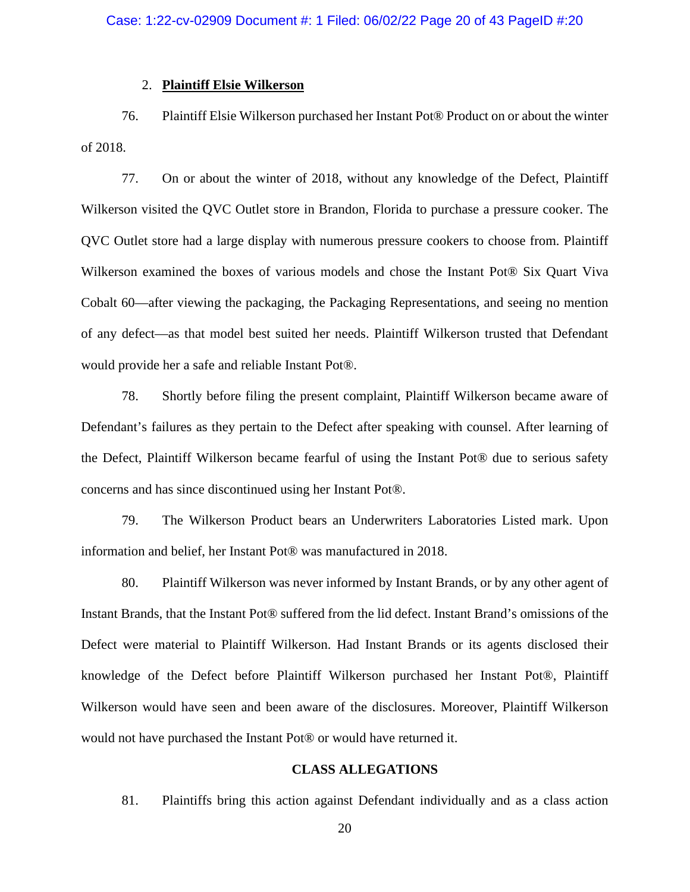### 2. **Plaintiff Elsie Wilkerson**

76. Plaintiff Elsie Wilkerson purchased her Instant Pot® Product on or about the winter of 2018.

77. On or about the winter of 2018, without any knowledge of the Defect, Plaintiff Wilkerson visited the QVC Outlet store in Brandon, Florida to purchase a pressure cooker. The QVC Outlet store had a large display with numerous pressure cookers to choose from. Plaintiff Wilkerson examined the boxes of various models and chose the Instant Pot® Six Quart Viva Cobalt 60—after viewing the packaging, the Packaging Representations, and seeing no mention of any defect—as that model best suited her needs. Plaintiff Wilkerson trusted that Defendant would provide her a safe and reliable Instant Pot®.

78. Shortly before filing the present complaint, Plaintiff Wilkerson became aware of Defendant's failures as they pertain to the Defect after speaking with counsel. After learning of the Defect, Plaintiff Wilkerson became fearful of using the Instant Pot® due to serious safety concerns and has since discontinued using her Instant Pot®.

79. The Wilkerson Product bears an Underwriters Laboratories Listed mark. Upon information and belief, her Instant Pot® was manufactured in 2018.

80. Plaintiff Wilkerson was never informed by Instant Brands, or by any other agent of Instant Brands, that the Instant Pot® suffered from the lid defect. Instant Brand's omissions of the Defect were material to Plaintiff Wilkerson. Had Instant Brands or its agents disclosed their knowledge of the Defect before Plaintiff Wilkerson purchased her Instant Pot®, Plaintiff Wilkerson would have seen and been aware of the disclosures. Moreover, Plaintiff Wilkerson would not have purchased the Instant Pot® or would have returned it.

## CLASS ALLEGATIONS

81. Plaintiffs bring this action against Defendant individually and as a class action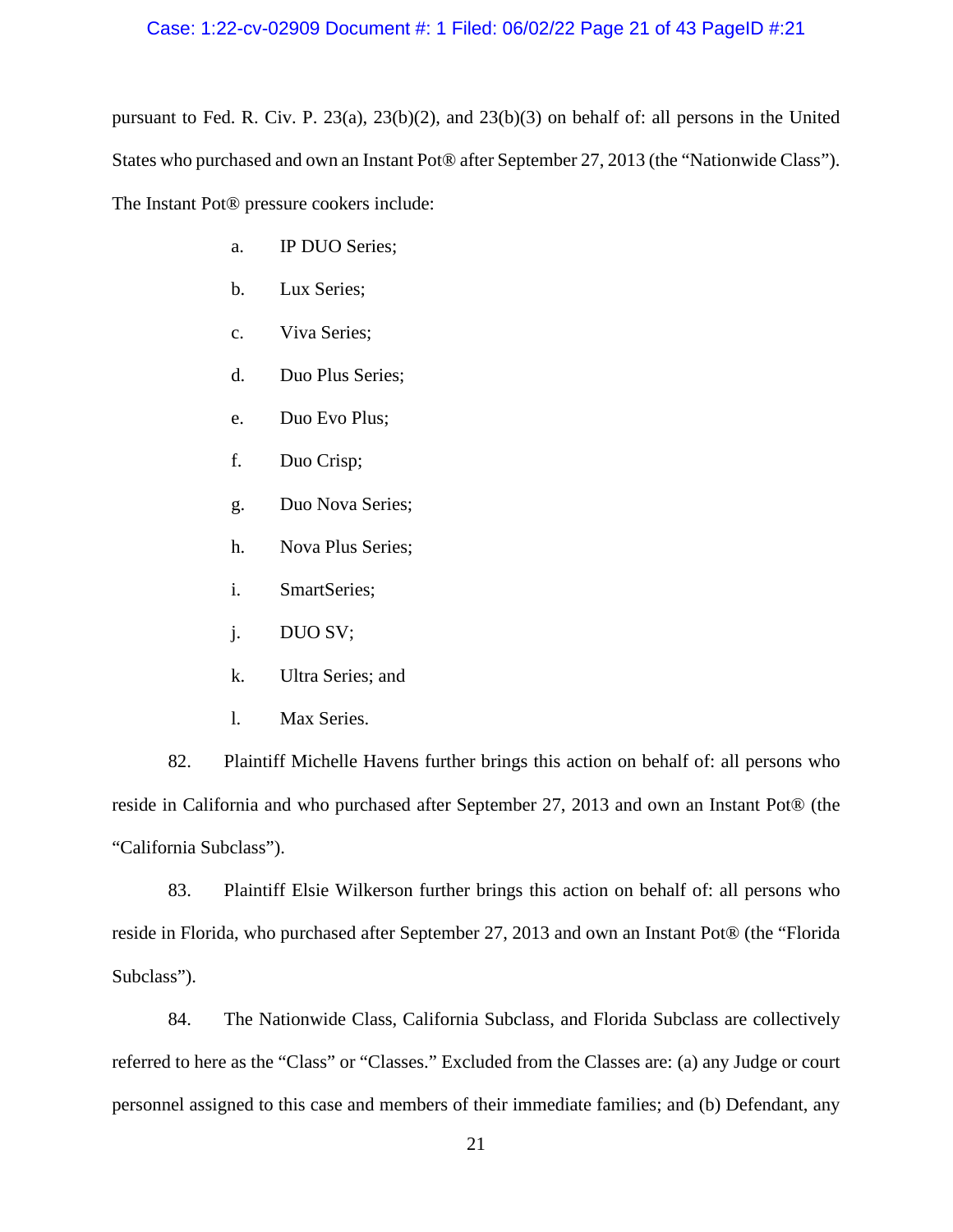pursuant to Fed. R. Civ. P. 23(a), 23(b)(2), and 23(b)(3) on behalf of: all persons in the United States who purchased and own an Instant Pot® after September 27, 2013 (the "Nationwide Class"). The Instant Pot® pressure cookers include:

a. IP DUO Series;

b. Lux Series;

c. Viva Series;

d. Duo Plus Series;

e. Duo Evo Plus;

f. Duo Crisp;

g. Duo Nova Series;

h. Nova Plus Series;

i. SmartSeries;

j. DUO SV;

k. Ultra Series; and

l. Max Series.

82. Plaintiff Michelle Havens further brings this action on behalf of: all persons who reside in California and who purchased after September 27, 2013 and own an Instant Pot® (the "California Subclass").

83. Plaintiff Elsie Wilkerson further brings this action on behalf of: all persons who reside in Florida, who purchased after September 27, 2013 and own an Instant Pot® (the "Florida Subclass").

84. The Nationwide Class, California Subclass, and Florida Subclass are collectively referred to here as the "Class" or "Classes." Excluded from the Classes are: (a) any Judge or court personnel assigned to this case and members of their immediate families; and (b) Defendant, any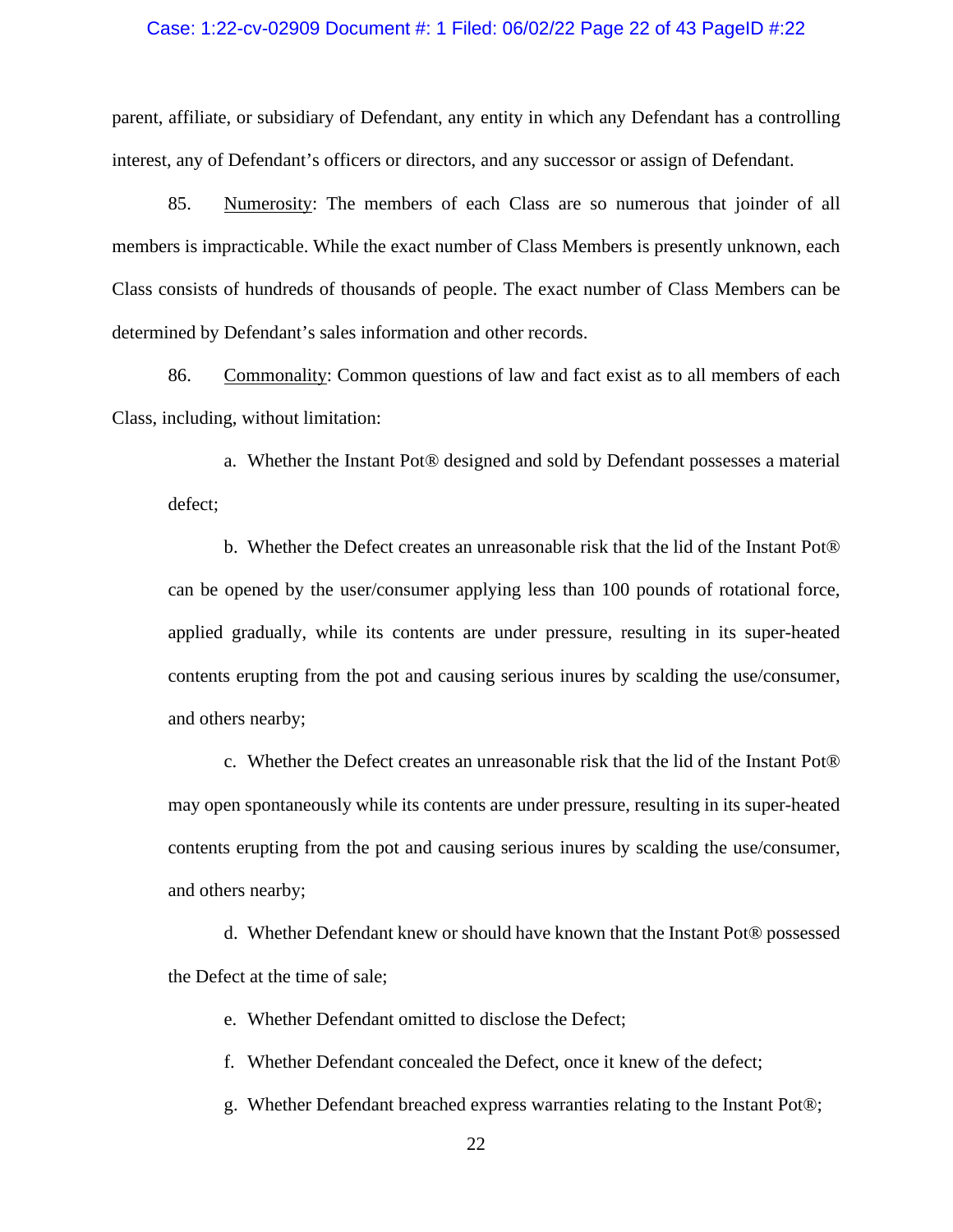parent, affiliate, or subsidiary of Defendant, any entity in which any Defendant has a controlling interest, any of Defendant's officers or directors, and any successor or assign of Defendant.

85. Numerosity: The members of each Class are so numerous that joinder of all members is impracticable. While the exact number of Class Members is presently unknown, each Class consists of hundreds of thousands of people. The exact number of Class Members can be determined by Defendant's sales information and other records.

86. Commonality: Common questions of law and fact exist as to all members of each Class, including, without limitation:

a. Whether the Instant Pot® designed and sold by Defendant possesses a material defect;

b. Whether the Defect creates an unreasonable risk that the lid of the Instant Pot® can be opened by the user/consumer applying less than 100 pounds of rotational force, applied gradually, while its contents are under pressure, resulting in its super-heated contents erupting from the pot and causing serious inures by scalding the use/consumer, and others nearby;

c. Whether the Defect creates an unreasonable risk that the lid of the Instant Pot® may open spontaneously while its contents are under pressure, resulting in its super-heated contents erupting from the pot and causing serious inures by scalding the use/consumer, and others nearby;

d. Whether Defendant knew or should have known that the Instant Pot® possessed the Defect at the time of sale;

e. Whether Defendant omitted to disclose the Defect;

f. Whether Defendant concealed the Defect, once it knew of the defect;

g. Whether Defendant breached express warranties relating to the Instant Pot®;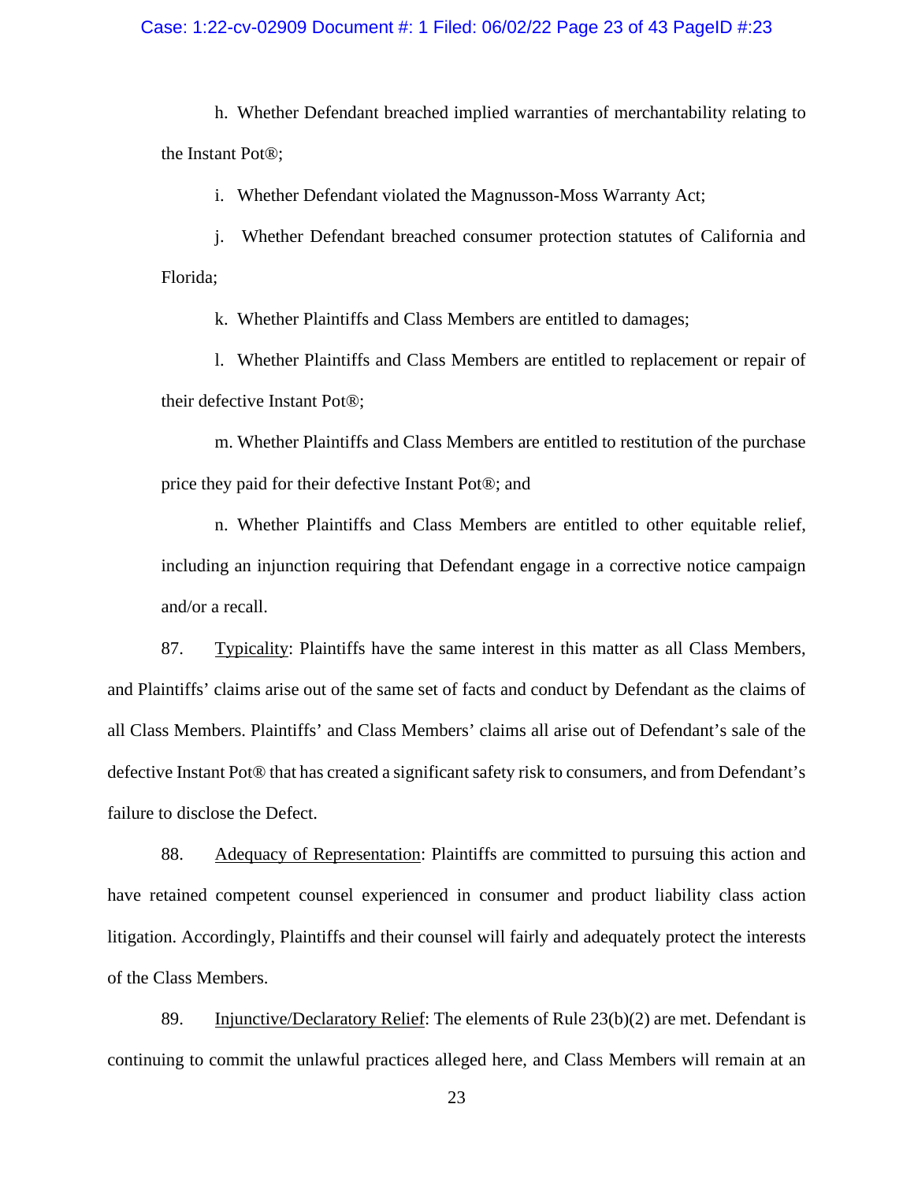h. Whether Defendant breached implied warranties of merchantability relating to the Instant Pot®;

i. Whether Defendant violated the Magnusson-Moss Warranty Act;

j. Whether Defendant breached consumer protection statutes of California and Florida;

k. Whether Plaintiffs and Class Members are entitled to damages;

l. Whether Plaintiffs and Class Members are entitled to replacement or repair of their defective Instant Pot®;

m. Whether Plaintiffs and Class Members are entitled to restitution of the purchase price they paid for their defective Instant Pot®; and

n. Whether Plaintiffs and Class Members are entitled to other equitable relief, including an injunction requiring that Defendant engage in a corrective notice campaign and/or a recall.

87. Typicality: Plaintiffs have the same interest in this matter as all Class Members, and Plaintiffs' claims arise out of the same set of facts and conduct by Defendant as the claims of all Class Members. Plaintiffs' and Class Members' claims all arise out of Defendant's sale of the defective Instant Pot® that has created a significant safety risk to consumers, and from Defendant's failure to disclose the Defect.

88. Adequacy of Representation: Plaintiffs are committed to pursuing this action and have retained competent counsel experienced in consumer and product liability class action litigation. Accordingly, Plaintiffs and their counsel will fairly and adequately protect the interests of the Class Members.

89. Injunctive/Declaratory Relief: The elements of Rule 23(b)(2) are met. Defendant is continuing to commit the unlawful practices alleged here, and Class Members will remain at an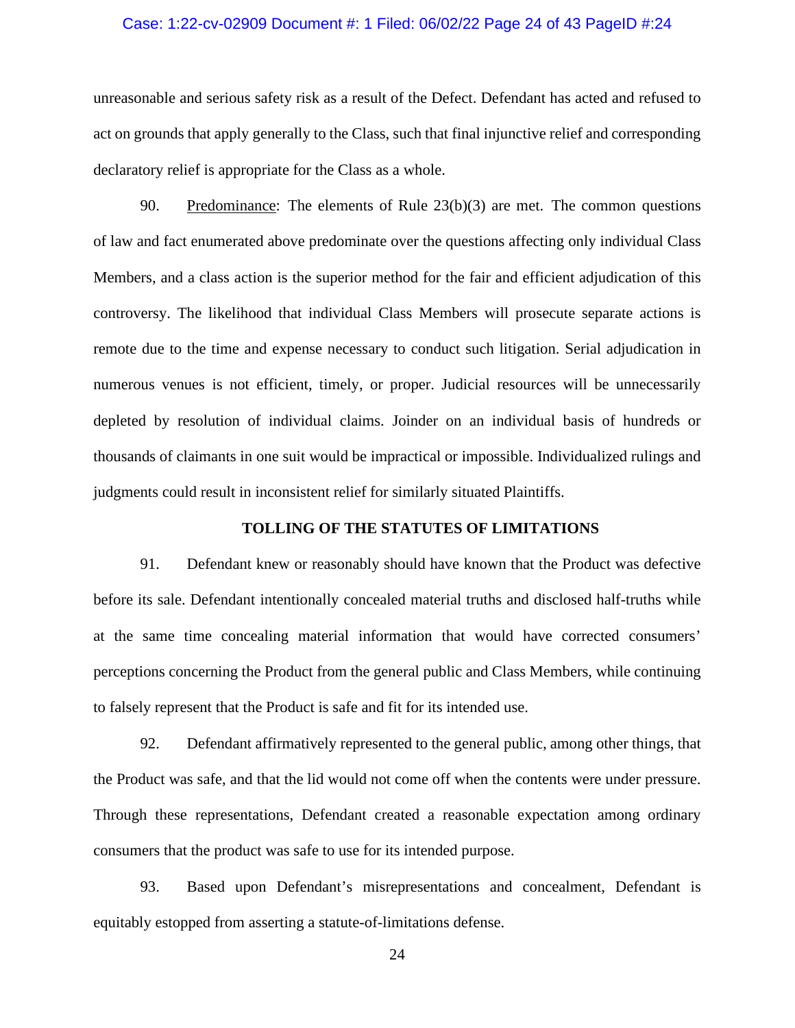unreasonable and serious safety risk as a result of the Defect. Defendant has acted and refused to act on grounds that apply generally to the Class, such that final injunctive relief and corresponding declaratory relief is appropriate for the Class as a whole.

90. Predominance: The elements of Rule 23(b)(3) are met. The common questions of law and fact enumerated above predominate over the questions affecting only individual Class Members, and a class action is the superior method for the fair and efficient adjudication of this controversy. The likelihood that individual Class Members will prosecute separate actions is remote due to the time and expense necessary to conduct such litigation. Serial adjudication in numerous venues is not efficient, timely, or proper. Judicial resources will be unnecessarily depleted by resolution of individual claims. Joinder on an individual basis of hundreds or thousands of claimants in one suit would be impractical or impossible. Individualized rulings and judgments could result in inconsistent relief for similarly situated Plaintiffs.

## TOLLING OF THE STATUTES OF LIMITATIONS

91. Defendant knew or reasonably should have known that the Product was defective before its sale. Defendant intentionally concealed material truths and disclosed half-truths while at the same time concealing material information that would have corrected consumers' perceptions concerning the Product from the general public and Class Members, while continuing to falsely represent that the Product is safe and fit for its intended use.

92. Defendant affirmatively represented to the general public, among other things, that the Product was safe, and that the lid would not come off when the contents were under pressure. Through these representations, Defendant created a reasonable expectation among ordinary consumers that the product was safe to use for its intended purpose.

93. Based upon Defendant's misrepresentations and concealment, Defendant is equitably estopped from asserting a statute-of-limitations defense.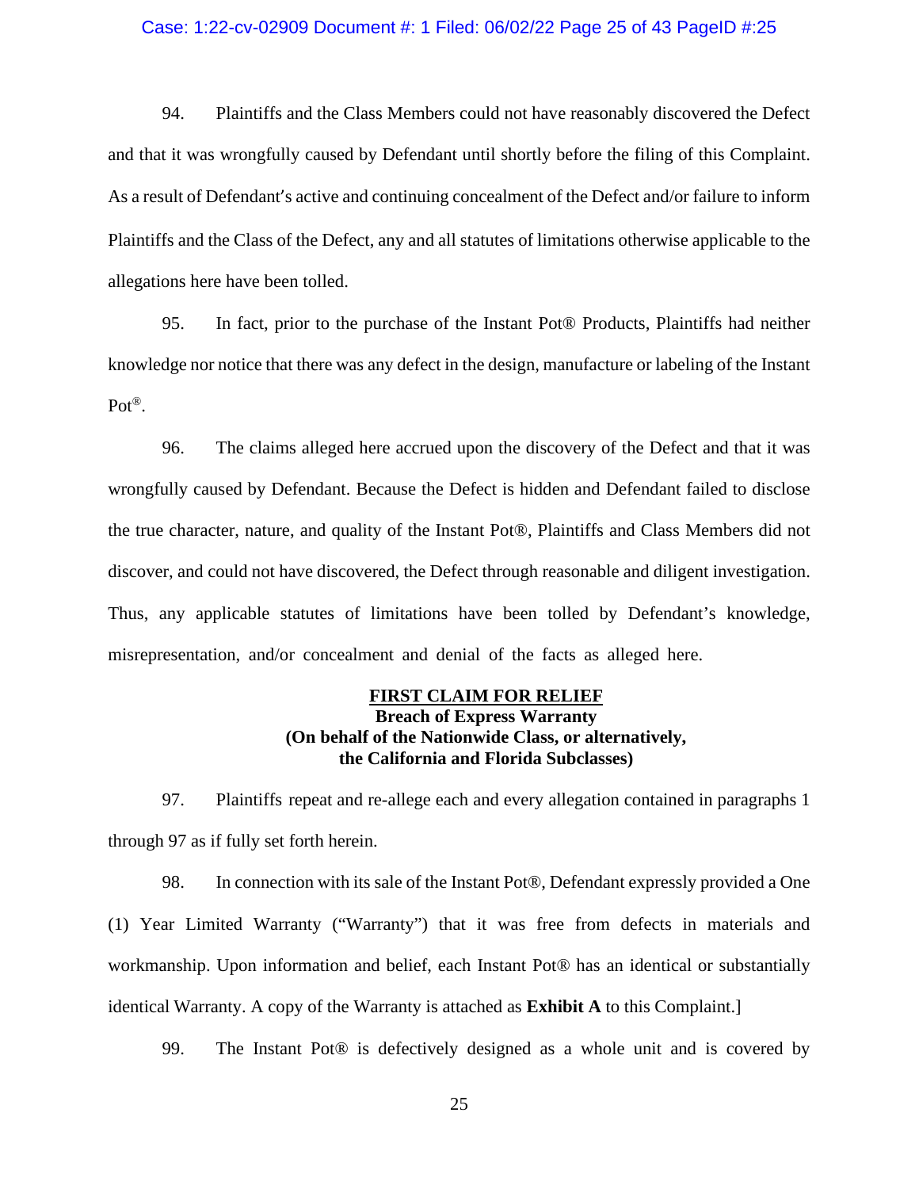94. Plaintiffs and the Class Members could not have reasonably discovered the Defect and that it was wrongfully caused by Defendant until shortly before the filing of this Complaint. As a result of Defendant's active and continuing concealment of the Defect and/or failure to inform Plaintiffs and the Class of the Defect, any and all statutes of limitations otherwise applicable to the allegations here have been tolled.

95. In fact, prior to the purchase of the Instant Pot® Products, Plaintiffs had neither knowledge nor notice that there was any defect in the design, manufacture or labeling of the Instant Pot®.

96. The claims alleged here accrued upon the discovery of the Defect and that it was wrongfully caused by Defendant. Because the Defect is hidden and Defendant failed to disclose the true character, nature, and quality of the Instant Pot®, Plaintiffs and Class Members did not discover, and could not have discovered, the Defect through reasonable and diligent investigation. Thus, any applicable statutes of limitations have been tolled by Defendant's knowledge, misrepresentation, and/or concealment and denial of the facts as alleged here.

<u>**FIRST CLAIM FOR RELIEF**</u>
**Breach of Express Warranty**
**(On behalf of the Nationwide Class, or alternatively, the California and Florida Subclasses)**

97. Plaintiffs repeat and re-allege each and every allegation contained in paragraphs 1 through 97 as if fully set forth herein.

98. In connection with its sale of the Instant Pot®, Defendant expressly provided a One (1) Year Limited Warranty ("Warranty") that it was free from defects in materials and workmanship. Upon information and belief, each Instant Pot® has an identical or substantially identical Warranty. A copy of the Warranty is attached as **Exhibit A** to this Complaint.]

99. The Instant Pot® is defectively designed as a whole unit and is covered by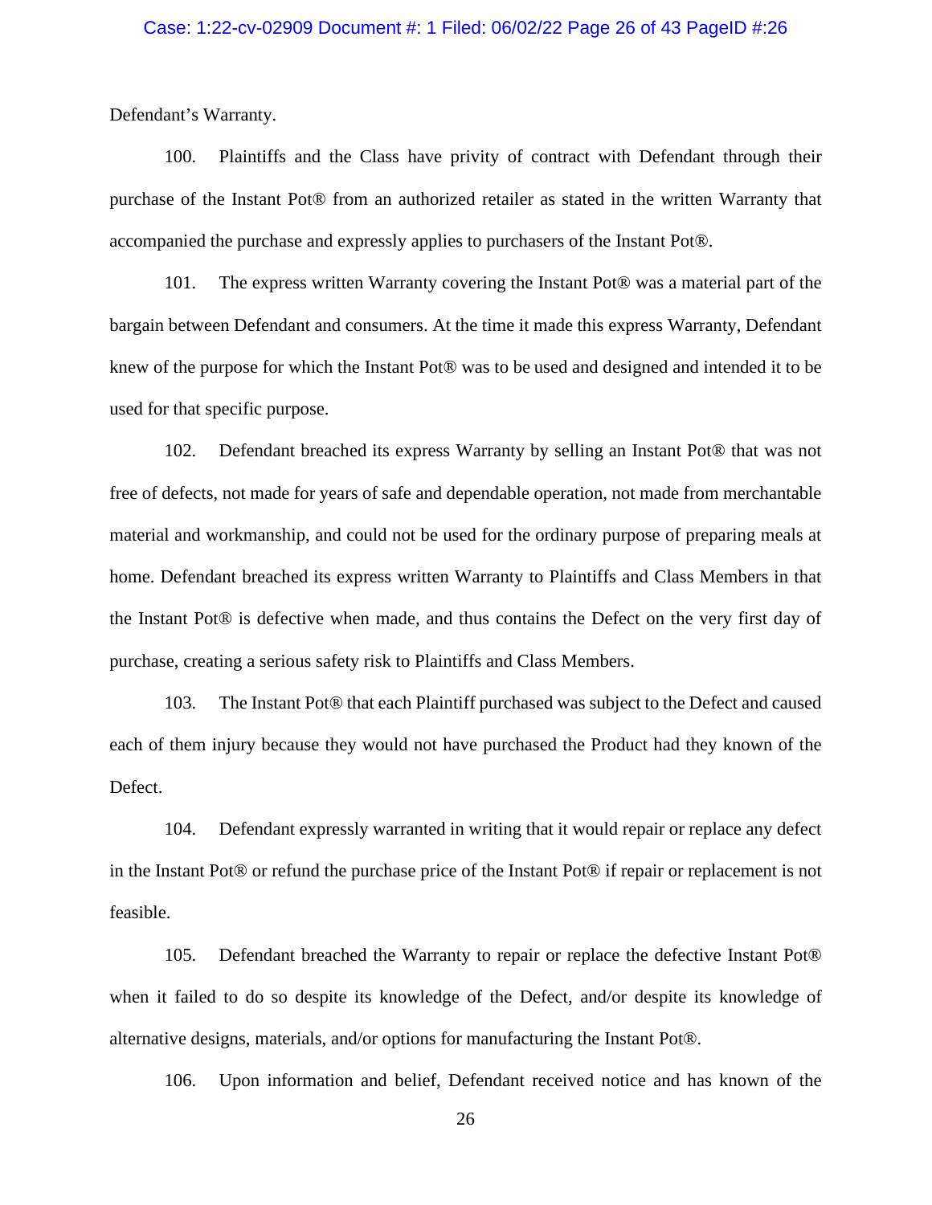Defendant’s Warranty.

100. Plaintiffs and the Class have privity of contract with Defendant through their purchase of the Instant Pot® from an authorized retailer as stated in the written Warranty that accompanied the purchase and expressly applies to purchasers of the Instant Pot®.

101. The express written Warranty covering the Instant Pot® was a material part of the bargain between Defendant and consumers. At the time it made this express Warranty, Defendant knew of the purpose for which the Instant Pot® was to be used and designed and intended it to be used for that specific purpose.

102. Defendant breached its express Warranty by selling an Instant Pot® that was not free of defects, not made for years of safe and dependable operation, not made from merchantable material and workmanship, and could not be used for the ordinary purpose of preparing meals at home. Defendant breached its express written Warranty to Plaintiffs and Class Members in that the Instant Pot® is defective when made, and thus contains the Defect on the very first day of purchase, creating a serious safety risk to Plaintiffs and Class Members.

103. The Instant Pot® that each Plaintiff purchased was subject to the Defect and caused each of them injury because they would not have purchased the Product had they known of the Defect.

104. Defendant expressly warranted in writing that it would repair or replace any defect in the Instant Pot® or refund the purchase price of the Instant Pot® if repair or replacement is not feasible.

105. Defendant breached the Warranty to repair or replace the defective Instant Pot® when it failed to do so despite its knowledge of the Defect, and/or despite its knowledge of alternative designs, materials, and/or options for manufacturing the Instant Pot®.

106. Upon information and belief, Defendant received notice and has known of the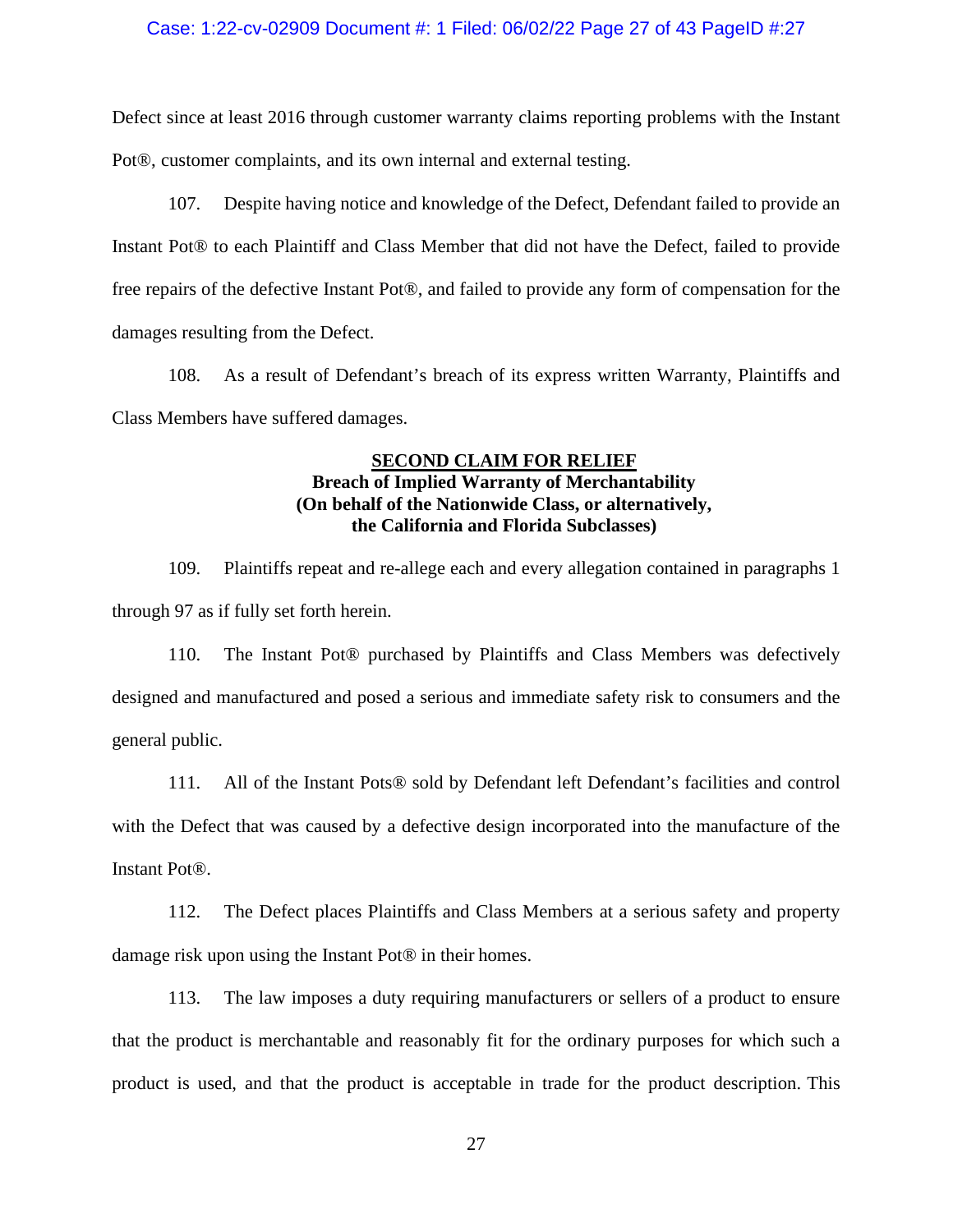Defect since at least 2016 through customer warranty claims reporting problems with the Instant Pot®, customer complaints, and its own internal and external testing.

107. Despite having notice and knowledge of the Defect, Defendant failed to provide an Instant Pot® to each Plaintiff and Class Member that did not have the Defect, failed to provide free repairs of the defective Instant Pot®, and failed to provide any form of compensation for the damages resulting from the Defect.

108. As a result of Defendant's breach of its express written Warranty, Plaintiffs and Class Members have suffered damages.

**SECOND CLAIM FOR RELIEF**
**Breach of Implied Warranty of Merchantability**
**(On behalf of the Nationwide Class, or alternatively, the California and Florida Subclasses)**

109. Plaintiffs repeat and re-allege each and every allegation contained in paragraphs 1 through 97 as if fully set forth herein.

110. The Instant Pot® purchased by Plaintiffs and Class Members was defectively designed and manufactured and posed a serious and immediate safety risk to consumers and the general public.

111. All of the Instant Pots® sold by Defendant left Defendant's facilities and control with the Defect that was caused by a defective design incorporated into the manufacture of the Instant Pot®.

112. The Defect places Plaintiffs and Class Members at a serious safety and property damage risk upon using the Instant Pot® in their homes.

113. The law imposes a duty requiring manufacturers or sellers of a product to ensure that the product is merchantable and reasonably fit for the ordinary purposes for which such a product is used, and that the product is acceptable in trade for the product description. This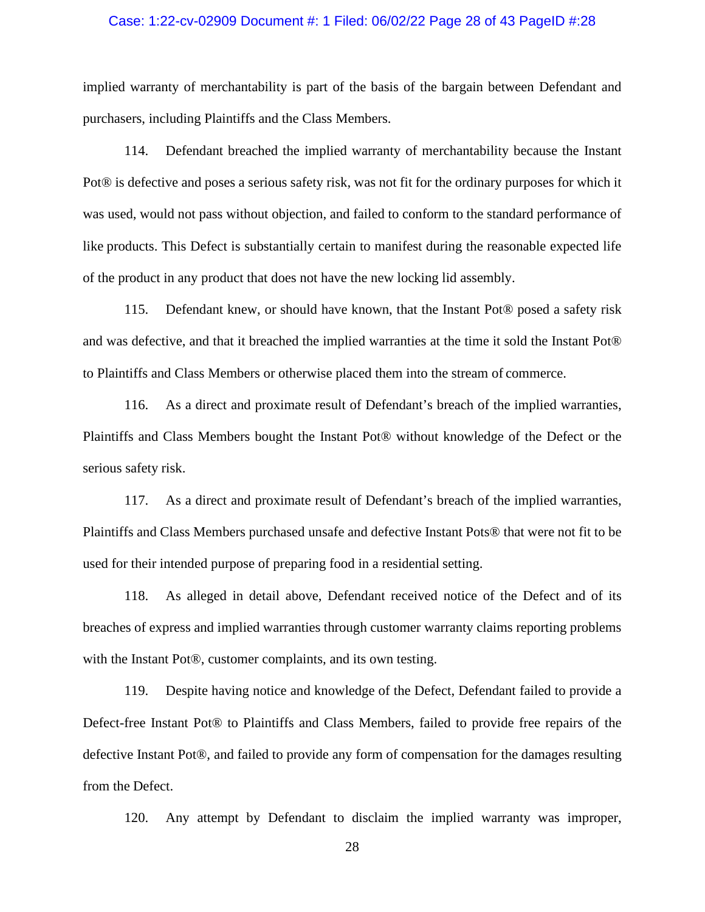implied warranty of merchantability is part of the basis of the bargain between Defendant and purchasers, including Plaintiffs and the Class Members.

114. Defendant breached the implied warranty of merchantability because the Instant Pot® is defective and poses a serious safety risk, was not fit for the ordinary purposes for which it was used, would not pass without objection, and failed to conform to the standard performance of like products. This Defect is substantially certain to manifest during the reasonable expected life of the product in any product that does not have the new locking lid assembly.

115. Defendant knew, or should have known, that the Instant Pot® posed a safety risk and was defective, and that it breached the implied warranties at the time it sold the Instant Pot® to Plaintiffs and Class Members or otherwise placed them into the stream of commerce.

116. As a direct and proximate result of Defendant's breach of the implied warranties, Plaintiffs and Class Members bought the Instant Pot® without knowledge of the Defect or the serious safety risk.

117. As a direct and proximate result of Defendant's breach of the implied warranties, Plaintiffs and Class Members purchased unsafe and defective Instant Pots® that were not fit to be used for their intended purpose of preparing food in a residential setting.

118. As alleged in detail above, Defendant received notice of the Defect and of its breaches of express and implied warranties through customer warranty claims reporting problems with the Instant Pot®, customer complaints, and its own testing.

119. Despite having notice and knowledge of the Defect, Defendant failed to provide a Defect-free Instant Pot® to Plaintiffs and Class Members, failed to provide free repairs of the defective Instant Pot®, and failed to provide any form of compensation for the damages resulting from the Defect.

120. Any attempt by Defendant to disclaim the implied warranty was improper,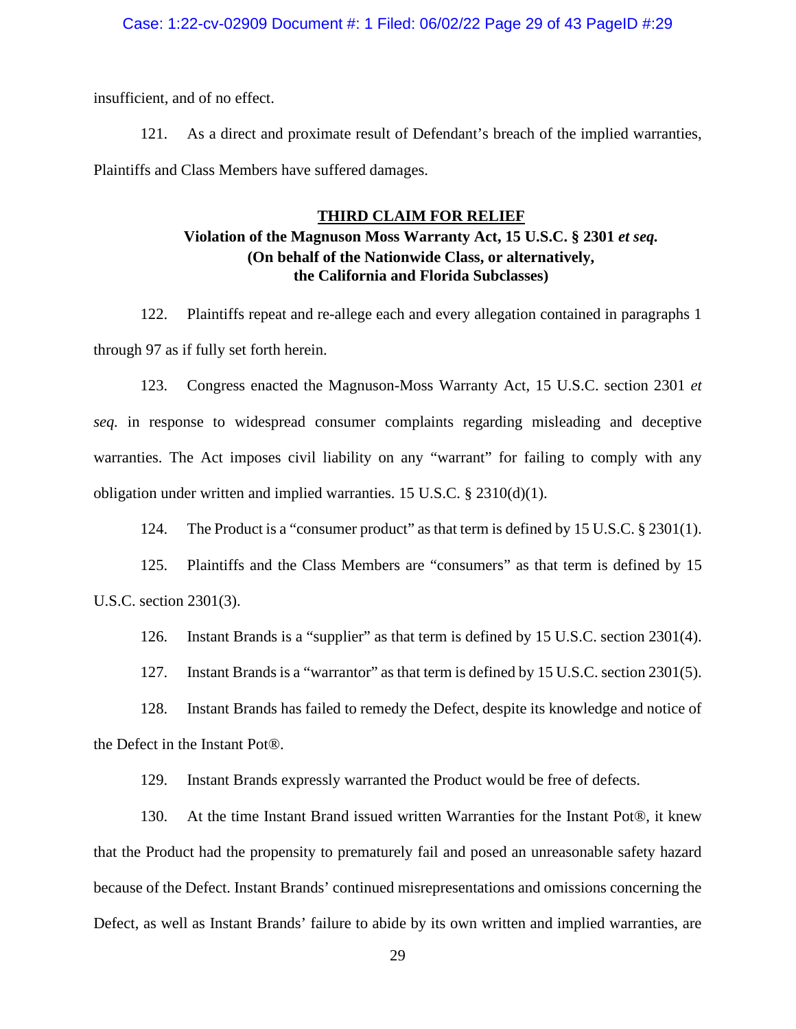insufficient, and of no effect.

121. As a direct and proximate result of Defendant's breach of the implied warranties, Plaintiffs and Class Members have suffered damages.

**<u>THIRD CLAIM FOR RELIEF</u>**

**Violation of the Magnuson Moss Warranty Act, 15 U.S.C. § 2301 *et seq.***
**(On behalf of the Nationwide Class, or alternatively, the California and Florida Subclasses)**

122. Plaintiffs repeat and re-allege each and every allegation contained in paragraphs 1 through 97 as if fully set forth herein.

123. Congress enacted the Magnuson-Moss Warranty Act, 15 U.S.C. section 2301 *et seq.* in response to widespread consumer complaints regarding misleading and deceptive warranties. The Act imposes civil liability on any "warrant" for failing to comply with any obligation under written and implied warranties. 15 U.S.C. § 2310(d)(1).

124. The Product is a "consumer product" as that term is defined by 15 U.S.C. § 2301(1).

125. Plaintiffs and the Class Members are "consumers" as that term is defined by 15 U.S.C. section 2301(3).

126. Instant Brands is a "supplier" as that term is defined by 15 U.S.C. section 2301(4).

127. Instant Brands is a "warrantor" as that term is defined by 15 U.S.C. section 2301(5).

128. Instant Brands has failed to remedy the Defect, despite its knowledge and notice of the Defect in the Instant Pot®.

129. Instant Brands expressly warranted the Product would be free of defects.

130. At the time Instant Brand issued written Warranties for the Instant Pot®, it knew that the Product had the propensity to prematurely fail and posed an unreasonable safety hazard because of the Defect. Instant Brands' continued misrepresentations and omissions concerning the Defect, as well as Instant Brands' failure to abide by its own written and implied warranties, are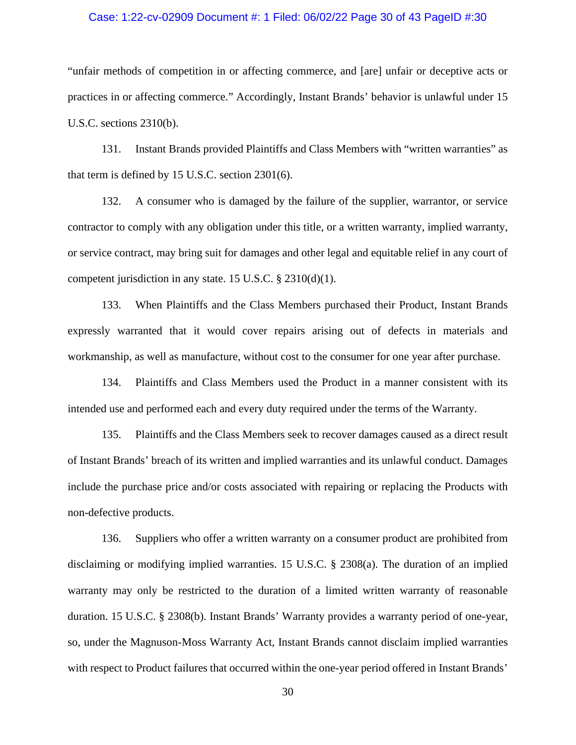"unfair methods of competition in or affecting commerce, and [are] unfair or deceptive acts or practices in or affecting commerce." Accordingly, Instant Brands' behavior is unlawful under 15 U.S.C. sections 2310(b).

131. Instant Brands provided Plaintiffs and Class Members with "written warranties" as that term is defined by 15 U.S.C. section 2301(6).

132. A consumer who is damaged by the failure of the supplier, warrantor, or service contractor to comply with any obligation under this title, or a written warranty, implied warranty, or service contract, may bring suit for damages and other legal and equitable relief in any court of competent jurisdiction in any state. 15 U.S.C. § 2310(d)(1).

133. When Plaintiffs and the Class Members purchased their Product, Instant Brands expressly warranted that it would cover repairs arising out of defects in materials and workmanship, as well as manufacture, without cost to the consumer for one year after purchase.

134. Plaintiffs and Class Members used the Product in a manner consistent with its intended use and performed each and every duty required under the terms of the Warranty.

135. Plaintiffs and the Class Members seek to recover damages caused as a direct result of Instant Brands' breach of its written and implied warranties and its unlawful conduct. Damages include the purchase price and/or costs associated with repairing or replacing the Products with non-defective products.

136. Suppliers who offer a written warranty on a consumer product are prohibited from disclaiming or modifying implied warranties. 15 U.S.C. § 2308(a). The duration of an implied warranty may only be restricted to the duration of a limited written warranty of reasonable duration. 15 U.S.C. § 2308(b). Instant Brands' Warranty provides a warranty period of one-year, so, under the Magnuson-Moss Warranty Act, Instant Brands cannot disclaim implied warranties with respect to Product failures that occurred within the one-year period offered in Instant Brands'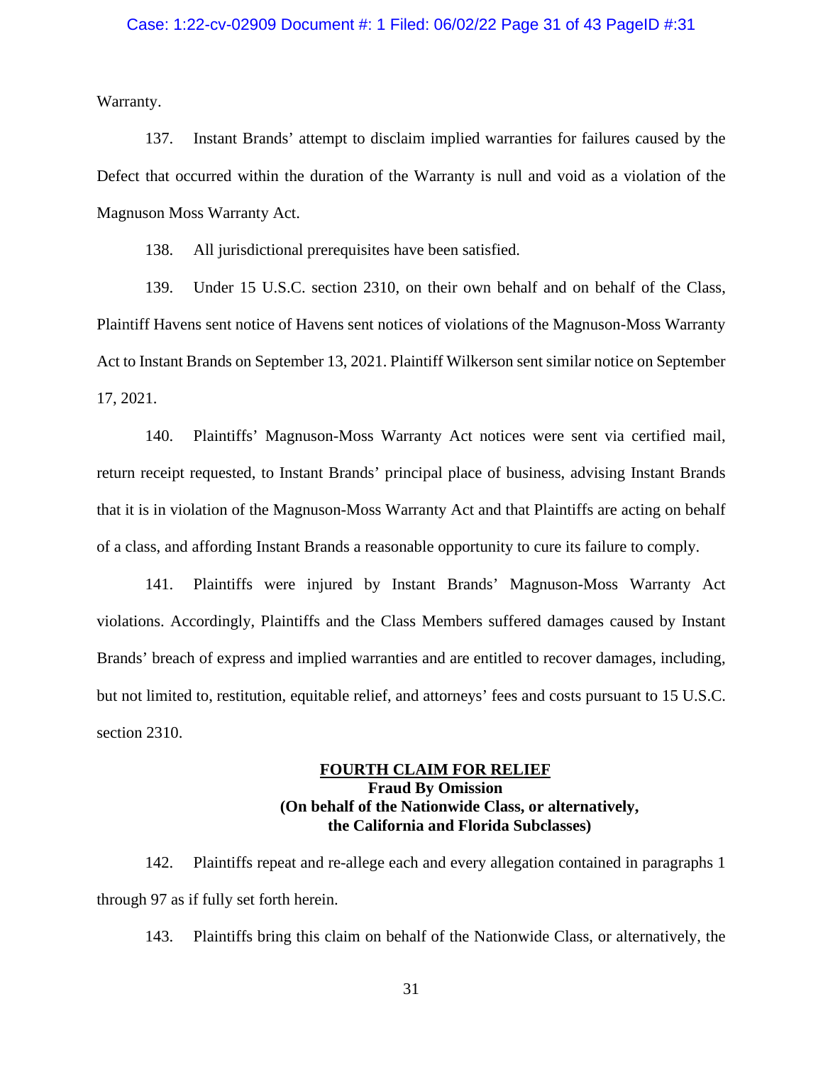Warranty.

137. Instant Brands' attempt to disclaim implied warranties for failures caused by the Defect that occurred within the duration of the Warranty is null and void as a violation of the Magnuson Moss Warranty Act.

138. All jurisdictional prerequisites have been satisfied.

139. Under 15 U.S.C. section 2310, on their own behalf and on behalf of the Class, Plaintiff Havens sent notice of Havens sent notices of violations of the Magnuson-Moss Warranty Act to Instant Brands on September 13, 2021. Plaintiff Wilkerson sent similar notice on September 17, 2021.

140. Plaintiffs' Magnuson-Moss Warranty Act notices were sent via certified mail, return receipt requested, to Instant Brands' principal place of business, advising Instant Brands that it is in violation of the Magnuson-Moss Warranty Act and that Plaintiffs are acting on behalf of a class, and affording Instant Brands a reasonable opportunity to cure its failure to comply.

141. Plaintiffs were injured by Instant Brands' Magnuson-Moss Warranty Act violations. Accordingly, Plaintiffs and the Class Members suffered damages caused by Instant Brands' breach of express and implied warranties and are entitled to recover damages, including, but not limited to, restitution, equitable relief, and attorneys' fees and costs pursuant to 15 U.S.C. section 2310.

## FOURTH CLAIM FOR RELIEF

**Fraud By Omission**
**(On behalf of the Nationwide Class, or alternatively, the California and Florida Subclasses)**

142. Plaintiffs repeat and re-allege each and every allegation contained in paragraphs 1 through 97 as if fully set forth herein.

143. Plaintiffs bring this claim on behalf of the Nationwide Class, or alternatively, the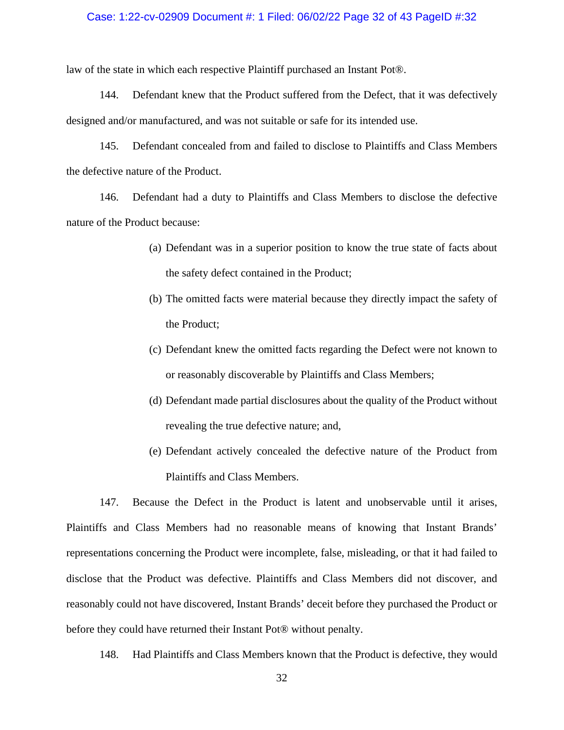law of the state in which each respective Plaintiff purchased an Instant Pot®.

144. Defendant knew that the Product suffered from the Defect, that it was defectively designed and/or manufactured, and was not suitable or safe for its intended use.

145. Defendant concealed from and failed to disclose to Plaintiffs and Class Members the defective nature of the Product.

146. Defendant had a duty to Plaintiffs and Class Members to disclose the defective nature of the Product because:

(a) Defendant was in a superior position to know the true state of facts about the safety defect contained in the Product;

(b) The omitted facts were material because they directly impact the safety of the Product;

(c) Defendant knew the omitted facts regarding the Defect were not known to or reasonably discoverable by Plaintiffs and Class Members;

(d) Defendant made partial disclosures about the quality of the Product without revealing the true defective nature; and,

(e) Defendant actively concealed the defective nature of the Product from Plaintiffs and Class Members.

147. Because the Defect in the Product is latent and unobservable until it arises, Plaintiffs and Class Members had no reasonable means of knowing that Instant Brands' representations concerning the Product were incomplete, false, misleading, or that it had failed to disclose that the Product was defective. Plaintiffs and Class Members did not discover, and reasonably could not have discovered, Instant Brands' deceit before they purchased the Product or before they could have returned their Instant Pot® without penalty.

148. Had Plaintiffs and Class Members known that the Product is defective, they would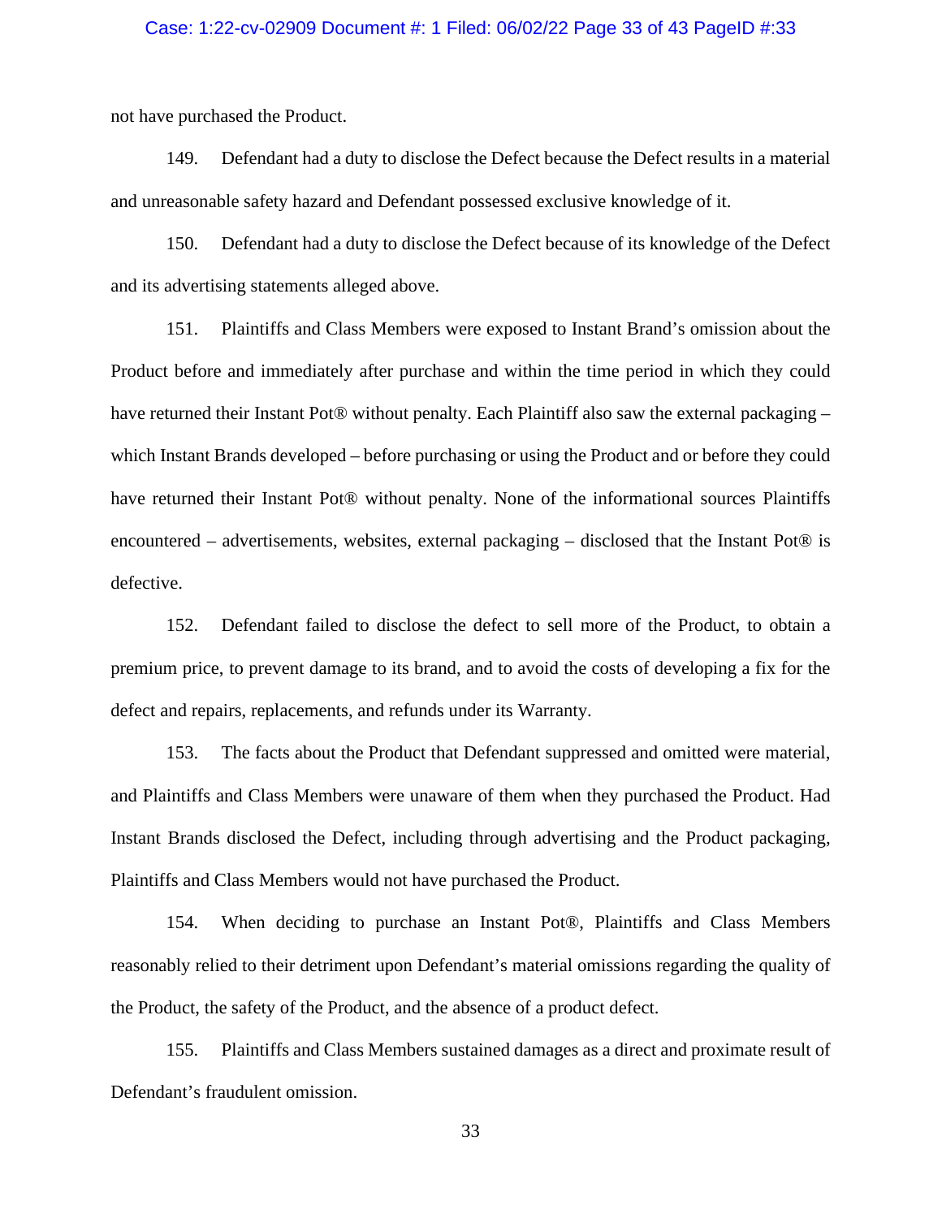not have purchased the Product.

149. Defendant had a duty to disclose the Defect because the Defect results in a material and unreasonable safety hazard and Defendant possessed exclusive knowledge of it.

150. Defendant had a duty to disclose the Defect because of its knowledge of the Defect and its advertising statements alleged above.

151. Plaintiffs and Class Members were exposed to Instant Brand's omission about the Product before and immediately after purchase and within the time period in which they could have returned their Instant Pot® without penalty. Each Plaintiff also saw the external packaging – which Instant Brands developed – before purchasing or using the Product and or before they could have returned their Instant Pot® without penalty. None of the informational sources Plaintiffs encountered – advertisements, websites, external packaging – disclosed that the Instant Pot® is defective.

152. Defendant failed to disclose the defect to sell more of the Product, to obtain a premium price, to prevent damage to its brand, and to avoid the costs of developing a fix for the defect and repairs, replacements, and refunds under its Warranty.

153. The facts about the Product that Defendant suppressed and omitted were material, and Plaintiffs and Class Members were unaware of them when they purchased the Product. Had Instant Brands disclosed the Defect, including through advertising and the Product packaging, Plaintiffs and Class Members would not have purchased the Product.

154. When deciding to purchase an Instant Pot®, Plaintiffs and Class Members reasonably relied to their detriment upon Defendant's material omissions regarding the quality of the Product, the safety of the Product, and the absence of a product defect.

155. Plaintiffs and Class Members sustained damages as a direct and proximate result of Defendant's fraudulent omission.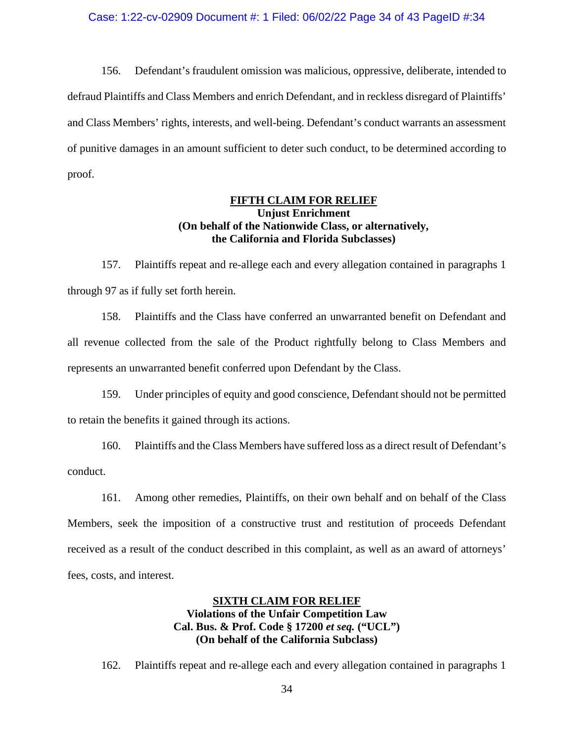156. Defendant's fraudulent omission was malicious, oppressive, deliberate, intended to defraud Plaintiffs and Class Members and enrich Defendant, and in reckless disregard of Plaintiffs' and Class Members' rights, interests, and well-being. Defendant's conduct warrants an assessment of punitive damages in an amount sufficient to deter such conduct, to be determined according to proof.

**<u>FIFTH CLAIM FOR RELIEF</u>**
**Unjust Enrichment**
**(On behalf of the Nationwide Class, or alternatively, the California and Florida Subclasses)**

157. Plaintiffs repeat and re-allege each and every allegation contained in paragraphs 1 through 97 as if fully set forth herein.

158. Plaintiffs and the Class have conferred an unwarranted benefit on Defendant and all revenue collected from the sale of the Product rightfully belong to Class Members and represents an unwarranted benefit conferred upon Defendant by the Class.

159. Under principles of equity and good conscience, Defendant should not be permitted to retain the benefits it gained through its actions.

160. Plaintiffs and the Class Members have suffered loss as a direct result of Defendant's conduct.

161. Among other remedies, Plaintiffs, on their own behalf and on behalf of the Class Members, seek the imposition of a constructive trust and restitution of proceeds Defendant received as a result of the conduct described in this complaint, as well as an award of attorneys' fees, costs, and interest.

**<u>SIXTH CLAIM FOR RELIEF</u>**
**Violations of the Unfair Competition Law**
**Cal. Bus. & Prof. Code § 17200 *et seq.* ("UCL")**
**(On behalf of the California Subclass)**

162. Plaintiffs repeat and re-allege each and every allegation contained in paragraphs 1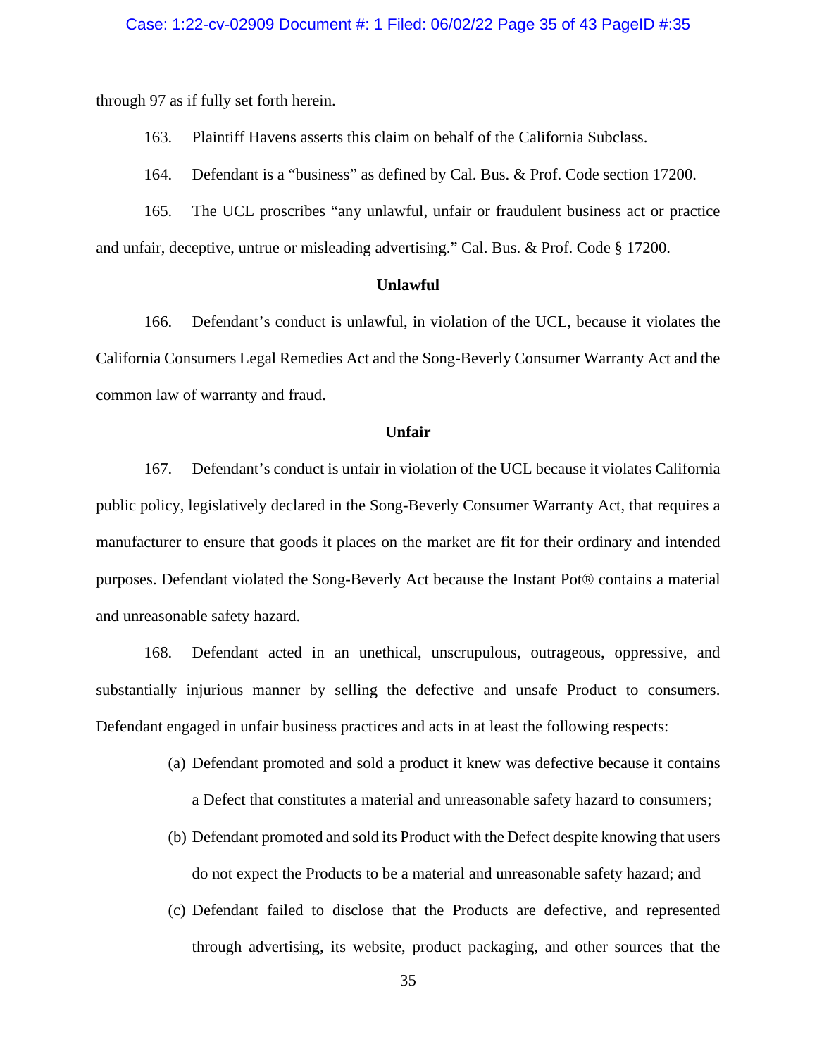through 97 as if fully set forth herein.

163. Plaintiff Havens asserts this claim on behalf of the California Subclass.

164. Defendant is a "business" as defined by Cal. Bus. & Prof. Code section 17200.

165. The UCL proscribes "any unlawful, unfair or fraudulent business act or practice and unfair, deceptive, untrue or misleading advertising." Cal. Bus. & Prof. Code § 17200.

**Unlawful**

166. Defendant's conduct is unlawful, in violation of the UCL, because it violates the California Consumers Legal Remedies Act and the Song-Beverly Consumer Warranty Act and the common law of warranty and fraud.

**Unfair**

167. Defendant's conduct is unfair in violation of the UCL because it violates California public policy, legislatively declared in the Song-Beverly Consumer Warranty Act, that requires a manufacturer to ensure that goods it places on the market are fit for their ordinary and intended purposes. Defendant violated the Song-Beverly Act because the Instant Pot® contains a material and unreasonable safety hazard.

168. Defendant acted in an unethical, unscrupulous, outrageous, oppressive, and substantially injurious manner by selling the defective and unsafe Product to consumers. Defendant engaged in unfair business practices and acts in at least the following respects:

(a) Defendant promoted and sold a product it knew was defective because it contains a Defect that constitutes a material and unreasonable safety hazard to consumers;

(b) Defendant promoted and sold its Product with the Defect despite knowing that users do not expect the Products to be a material and unreasonable safety hazard; and

(c) Defendant failed to disclose that the Products are defective, and represented through advertising, its website, product packaging, and other sources that the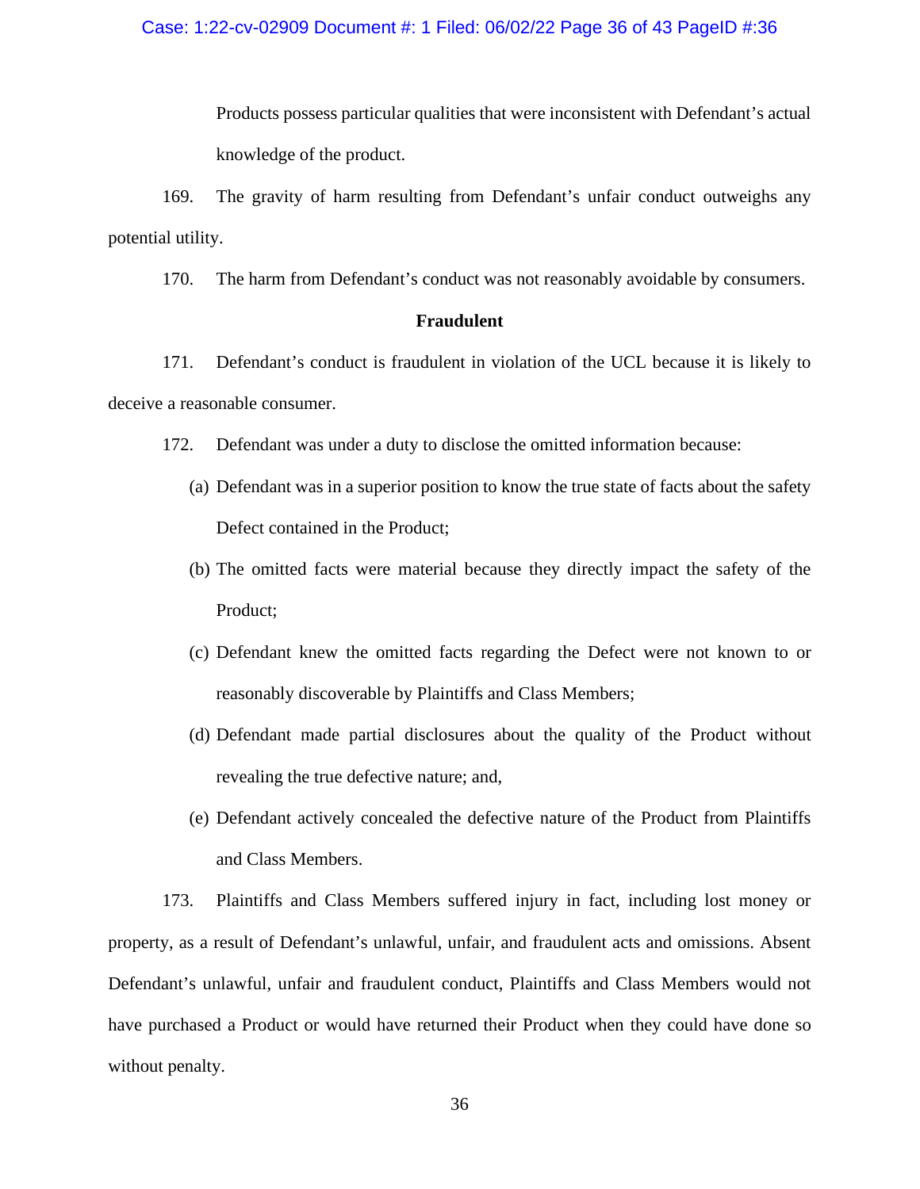Products possess particular qualities that were inconsistent with Defendant's actual knowledge of the product.

169. The gravity of harm resulting from Defendant's unfair conduct outweighs any potential utility.

170. The harm from Defendant's conduct was not reasonably avoidable by consumers.

**Fraudulent**

171. Defendant's conduct is fraudulent in violation of the UCL because it is likely to deceive a reasonable consumer.

172. Defendant was under a duty to disclose the omitted information because:

(a) Defendant was in a superior position to know the true state of facts about the safety Defect contained in the Product;

(b) The omitted facts were material because they directly impact the safety of the Product;

(c) Defendant knew the omitted facts regarding the Defect were not known to or reasonably discoverable by Plaintiffs and Class Members;

(d) Defendant made partial disclosures about the quality of the Product without revealing the true defective nature; and,

(e) Defendant actively concealed the defective nature of the Product from Plaintiffs and Class Members.

173. Plaintiffs and Class Members suffered injury in fact, including lost money or property, as a result of Defendant's unlawful, unfair, and fraudulent acts and omissions. Absent Defendant's unlawful, unfair and fraudulent conduct, Plaintiffs and Class Members would not have purchased a Product or would have returned their Product when they could have done so without penalty.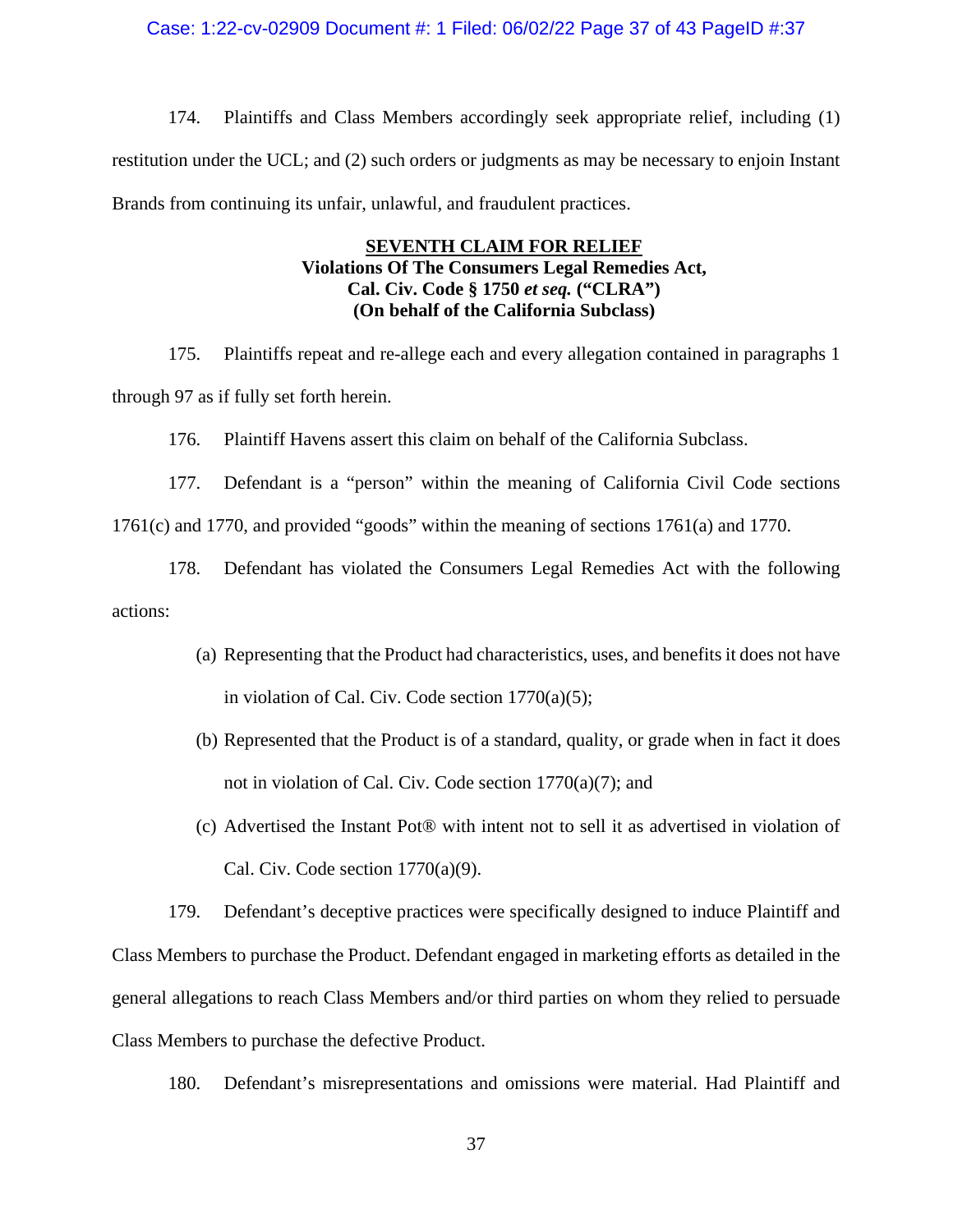174. Plaintiffs and Class Members accordingly seek appropriate relief, including (1) restitution under the UCL; and (2) such orders or judgments as may be necessary to enjoin Instant Brands from continuing its unfair, unlawful, and fraudulent practices.

**SEVENTH CLAIM FOR RELIEF**
**Violations Of The Consumers Legal Remedies Act,**
**Cal. Civ. Code § 1750 *et seq.* ("CLRA")**
**(On behalf of the California Subclass)**

175. Plaintiffs repeat and re-allege each and every allegation contained in paragraphs 1 through 97 as if fully set forth herein.

176. Plaintiff Havens assert this claim on behalf of the California Subclass.

177. Defendant is a "person" within the meaning of California Civil Code sections 1761(c) and 1770, and provided "goods" within the meaning of sections 1761(a) and 1770.

178. Defendant has violated the Consumers Legal Remedies Act with the following actions:

(a) Representing that the Product had characteristics, uses, and benefits it does not have in violation of Cal. Civ. Code section 1770(a)(5);

(b) Represented that the Product is of a standard, quality, or grade when in fact it does not in violation of Cal. Civ. Code section 1770(a)(7); and

(c) Advertised the Instant Pot® with intent not to sell it as advertised in violation of Cal. Civ. Code section 1770(a)(9).

179. Defendant's deceptive practices were specifically designed to induce Plaintiff and Class Members to purchase the Product. Defendant engaged in marketing efforts as detailed in the general allegations to reach Class Members and/or third parties on whom they relied to persuade Class Members to purchase the defective Product.

180. Defendant's misrepresentations and omissions were material. Had Plaintiff and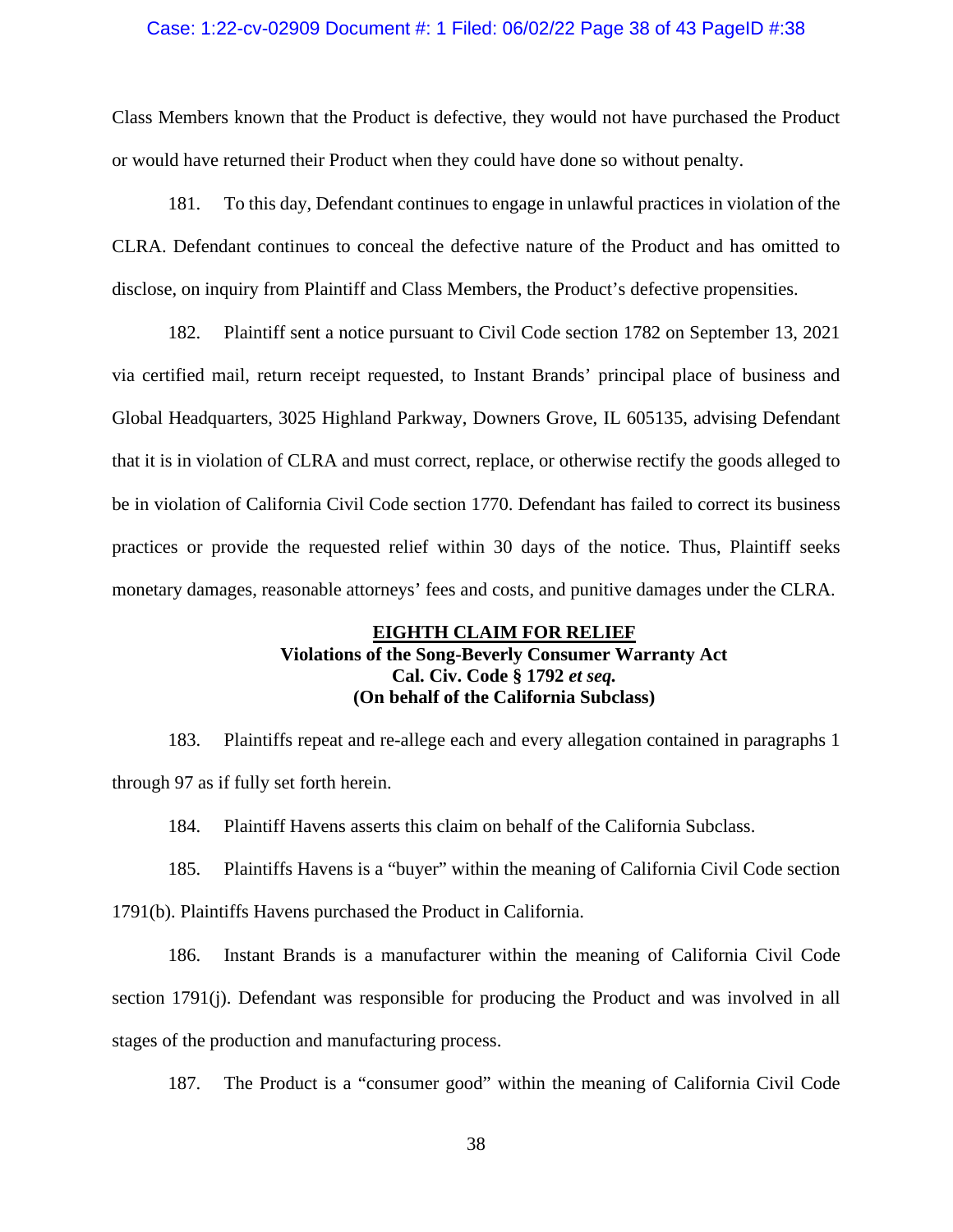Class Members known that the Product is defective, they would not have purchased the Product or would have returned their Product when they could have done so without penalty.

181. To this day, Defendant continues to engage in unlawful practices in violation of the CLRA. Defendant continues to conceal the defective nature of the Product and has omitted to disclose, on inquiry from Plaintiff and Class Members, the Product's defective propensities.

182. Plaintiff sent a notice pursuant to Civil Code section 1782 on September 13, 2021 via certified mail, return receipt requested, to Instant Brands' principal place of business and Global Headquarters, 3025 Highland Parkway, Downers Grove, IL 605135, advising Defendant that it is in violation of CLRA and must correct, replace, or otherwise rectify the goods alleged to be in violation of California Civil Code section 1770. Defendant has failed to correct its business practices or provide the requested relief within 30 days of the notice. Thus, Plaintiff seeks monetary damages, reasonable attorneys' fees and costs, and punitive damages under the CLRA.

**EIGHTH CLAIM FOR RELIEF**
**Violations of the Song-Beverly Consumer Warranty Act**
**Cal. Civ. Code § 1792 *et seq.***
**(On behalf of the California Subclass)**

183. Plaintiffs repeat and re-allege each and every allegation contained in paragraphs 1 through 97 as if fully set forth herein.

184. Plaintiff Havens asserts this claim on behalf of the California Subclass.

185. Plaintiffs Havens is a "buyer" within the meaning of California Civil Code section 1791(b). Plaintiffs Havens purchased the Product in California.

186. Instant Brands is a manufacturer within the meaning of California Civil Code section 1791(j). Defendant was responsible for producing the Product and was involved in all stages of the production and manufacturing process.

187. The Product is a "consumer good" within the meaning of California Civil Code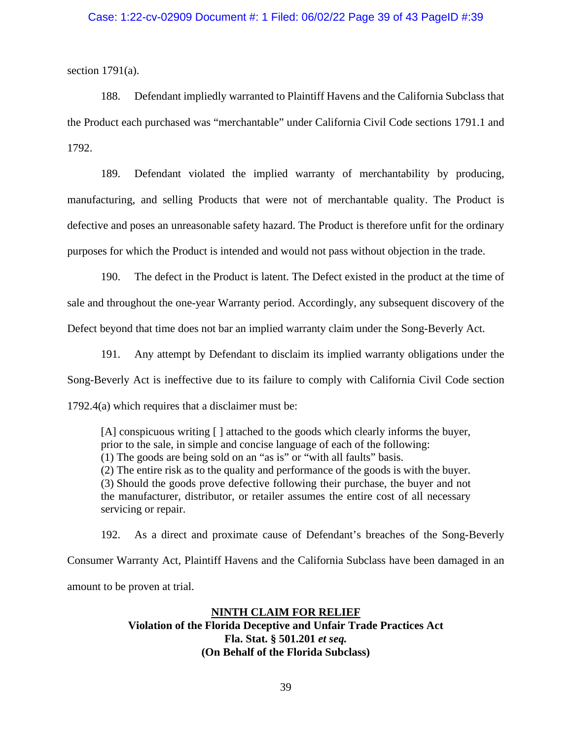section 1791(a).

188. Defendant impliedly warranted to Plaintiff Havens and the California Subclass that the Product each purchased was "merchantable" under California Civil Code sections 1791.1 and 1792.

189. Defendant violated the implied warranty of merchantability by producing, manufacturing, and selling Products that were not of merchantable quality. The Product is defective and poses an unreasonable safety hazard. The Product is therefore unfit for the ordinary purposes for which the Product is intended and would not pass without objection in the trade.

190. The defect in the Product is latent. The Defect existed in the product at the time of sale and throughout the one-year Warranty period. Accordingly, any subsequent discovery of the Defect beyond that time does not bar an implied warranty claim under the Song-Beverly Act.

191. Any attempt by Defendant to disclaim its implied warranty obligations under the Song-Beverly Act is ineffective due to its failure to comply with California Civil Code section 1792.4(a) which requires that a disclaimer must be:

> [A] conspicuous writing [ ] attached to the goods which clearly informs the buyer, prior to the sale, in simple and concise language of each of the following:
> (1) The goods are being sold on an "as is" or "with all faults" basis.
> (2) The entire risk as to the quality and performance of the goods is with the buyer.
> (3) Should the goods prove defective following their purchase, the buyer and not the manufacturer, distributor, or retailer assumes the entire cost of all necessary servicing or repair.

192. As a direct and proximate cause of Defendant's breaches of the Song-Beverly Consumer Warranty Act, Plaintiff Havens and the California Subclass have been damaged in an amount to be proven at trial.

**NINTH CLAIM FOR RELIEF**
**Violation of the Florida Deceptive and Unfair Trade Practices Act**
**Fla. Stat. § 501.201 *et seq.***
**(On Behalf of the Florida Subclass)**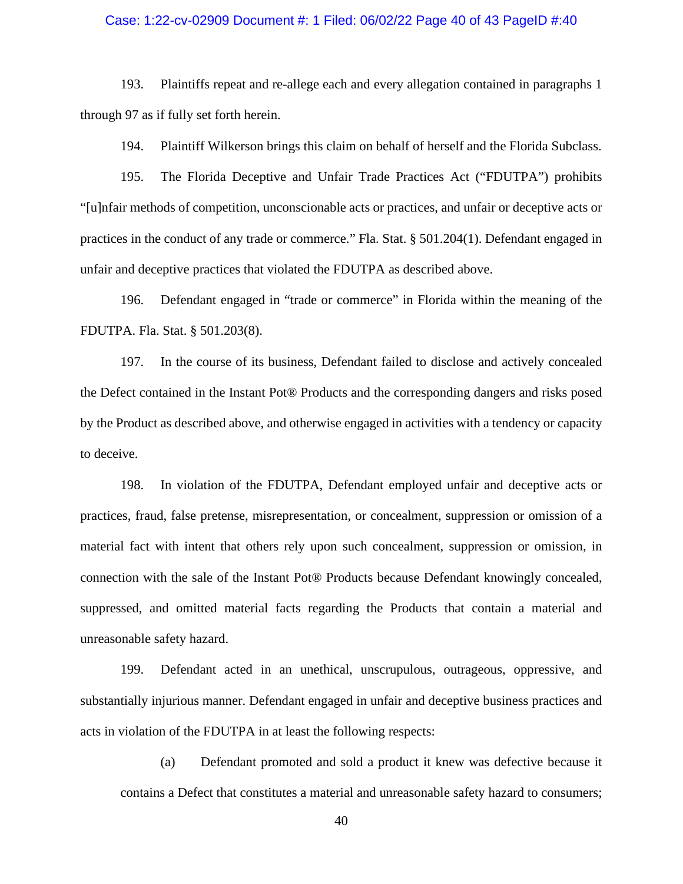193. Plaintiffs repeat and re-allege each and every allegation contained in paragraphs 1 through 97 as if fully set forth herein.

194. Plaintiff Wilkerson brings this claim on behalf of herself and the Florida Subclass.

195. The Florida Deceptive and Unfair Trade Practices Act ("FDUTPA") prohibits "[u]nfair methods of competition, unconscionable acts or practices, and unfair or deceptive acts or practices in the conduct of any trade or commerce." Fla. Stat. § 501.204(1). Defendant engaged in unfair and deceptive practices that violated the FDUTPA as described above.

196. Defendant engaged in "trade or commerce" in Florida within the meaning of the FDUTPA. Fla. Stat. § 501.203(8).

197. In the course of its business, Defendant failed to disclose and actively concealed the Defect contained in the Instant Pot® Products and the corresponding dangers and risks posed by the Product as described above, and otherwise engaged in activities with a tendency or capacity to deceive.

198. In violation of the FDUTPA, Defendant employed unfair and deceptive acts or practices, fraud, false pretense, misrepresentation, or concealment, suppression or omission of a material fact with intent that others rely upon such concealment, suppression or omission, in connection with the sale of the Instant Pot® Products because Defendant knowingly concealed, suppressed, and omitted material facts regarding the Products that contain a material and unreasonable safety hazard.

199. Defendant acted in an unethical, unscrupulous, outrageous, oppressive, and substantially injurious manner. Defendant engaged in unfair and deceptive business practices and acts in violation of the FDUTPA in at least the following respects:

(a) Defendant promoted and sold a product it knew was defective because it contains a Defect that constitutes a material and unreasonable safety hazard to consumers;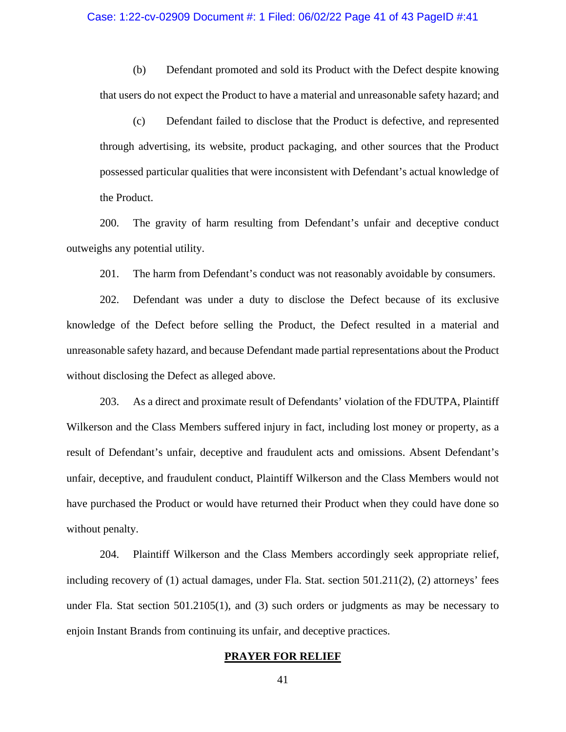(b) Defendant promoted and sold its Product with the Defect despite knowing that users do not expect the Product to have a material and unreasonable safety hazard; and

(c) Defendant failed to disclose that the Product is defective, and represented through advertising, its website, product packaging, and other sources that the Product possessed particular qualities that were inconsistent with Defendant's actual knowledge of the Product.

200. The gravity of harm resulting from Defendant's unfair and deceptive conduct outweighs any potential utility.

201. The harm from Defendant's conduct was not reasonably avoidable by consumers.

202. Defendant was under a duty to disclose the Defect because of its exclusive knowledge of the Defect before selling the Product, the Defect resulted in a material and unreasonable safety hazard, and because Defendant made partial representations about the Product without disclosing the Defect as alleged above.

203. As a direct and proximate result of Defendants' violation of the FDUTPA, Plaintiff Wilkerson and the Class Members suffered injury in fact, including lost money or property, as a result of Defendant's unfair, deceptive and fraudulent acts and omissions. Absent Defendant's unfair, deceptive, and fraudulent conduct, Plaintiff Wilkerson and the Class Members would not have purchased the Product or would have returned their Product when they could have done so without penalty.

204. Plaintiff Wilkerson and the Class Members accordingly seek appropriate relief, including recovery of (1) actual damages, under Fla. Stat. section 501.211(2), (2) attorneys' fees under Fla. Stat section 501.2105(1), and (3) such orders or judgments as may be necessary to enjoin Instant Brands from continuing its unfair, and deceptive practices.

## PRAYER FOR RELIEF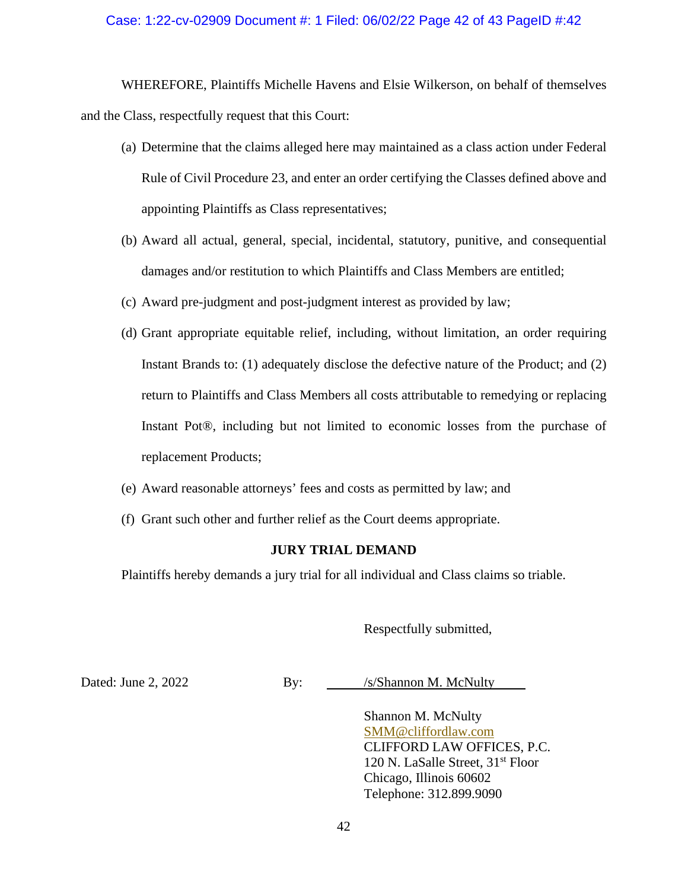WHEREFORE, Plaintiffs Michelle Havens and Elsie Wilkerson, on behalf of themselves and the Class, respectfully request that this Court:

(a) Determine that the claims alleged here may maintained as a class action under Federal Rule of Civil Procedure 23, and enter an order certifying the Classes defined above and appointing Plaintiffs as Class representatives;

(b) Award all actual, general, special, incidental, statutory, punitive, and consequential damages and/or restitution to which Plaintiffs and Class Members are entitled;

(c) Award pre-judgment and post-judgment interest as provided by law;

(d) Grant appropriate equitable relief, including, without limitation, an order requiring Instant Brands to: (1) adequately disclose the defective nature of the Product; and (2) return to Plaintiffs and Class Members all costs attributable to remedying or replacing Instant Pot®, including but not limited to economic losses from the purchase of replacement Products;

(e) Award reasonable attorneys' fees and costs as permitted by law; and

(f) Grant such other and further relief as the Court deems appropriate.

**JURY TRIAL DEMAND**

Plaintiffs hereby demands a jury trial for all individual and Class claims so triable.

Respectfully submitted,

Dated: June 2, 2022 By: /s/Shannon M. McNulty

Shannon M. McNulty
SMM@cliffordlaw.com
CLIFFORD LAW OFFICES, P.C.
120 N. LaSalle Street, 31st Floor
Chicago, Illinois 60602
Telephone: 312.899.9090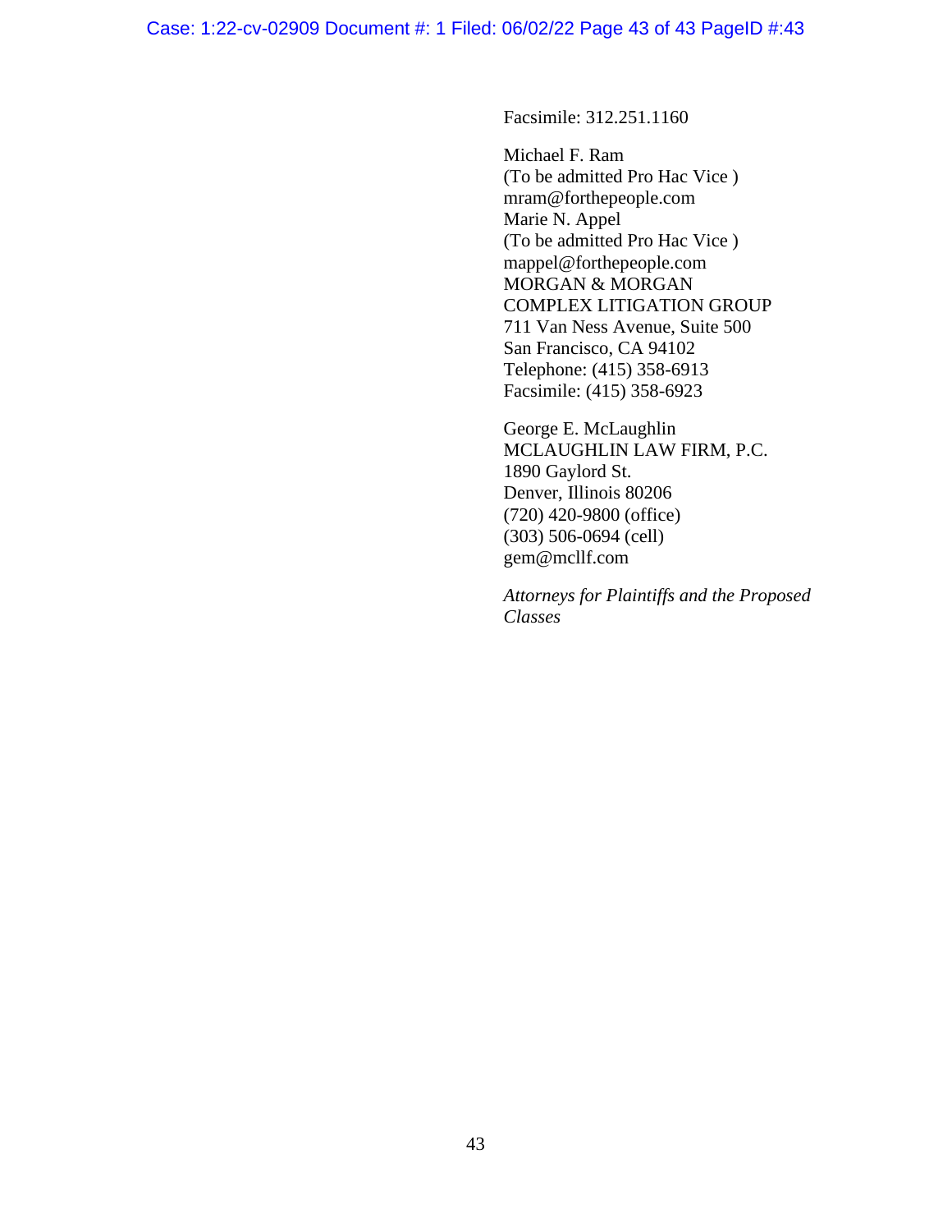Facsimile: 312.251.1160

Michael F. Ram
(To be admitted Pro Hac Vice )
mram@forthepeople.com
Marie N. Appel
(To be admitted Pro Hac Vice )
mappel@forthepeople.com
MORGAN & MORGAN
COMPLEX LITIGATION GROUP
711 Van Ness Avenue, Suite 500
San Francisco, CA 94102
Telephone: (415) 358-6913
Facsimile: (415) 358-6923

George E. McLaughlin
MCLAUGHLIN LAW FIRM, P.C.
1890 Gaylord St.
Denver, Illinois 80206
(720) 420-9800 (office)
(303) 506-0694 (cell)
gem@mcllf.com

*Attorneys for Plaintiffs and the Proposed Classes*